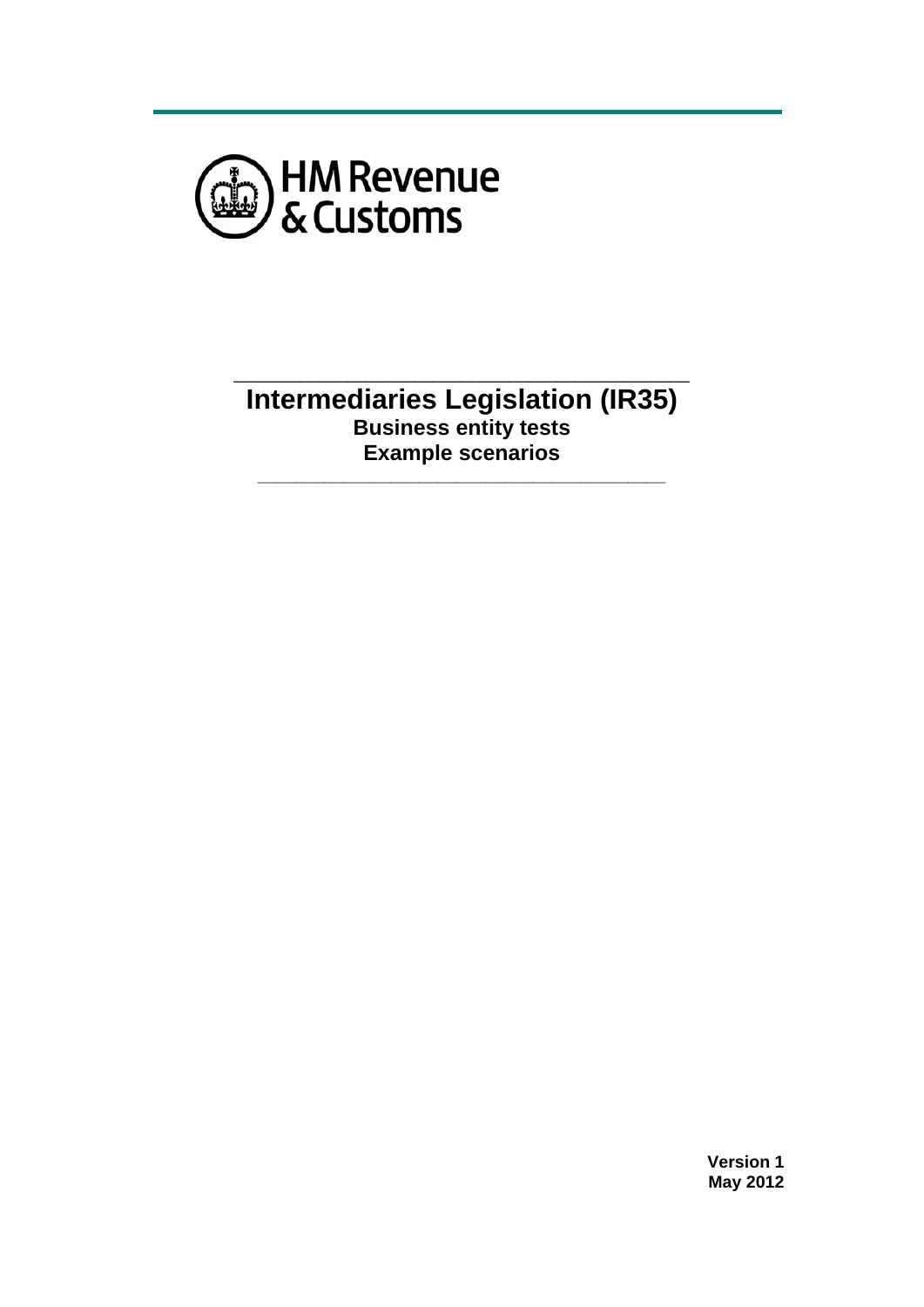HM Revenue & Customs

# Intermediaries Legislation (IR35)

## Business entity tests

## Example scenarios

**Version 1**
**May 2012**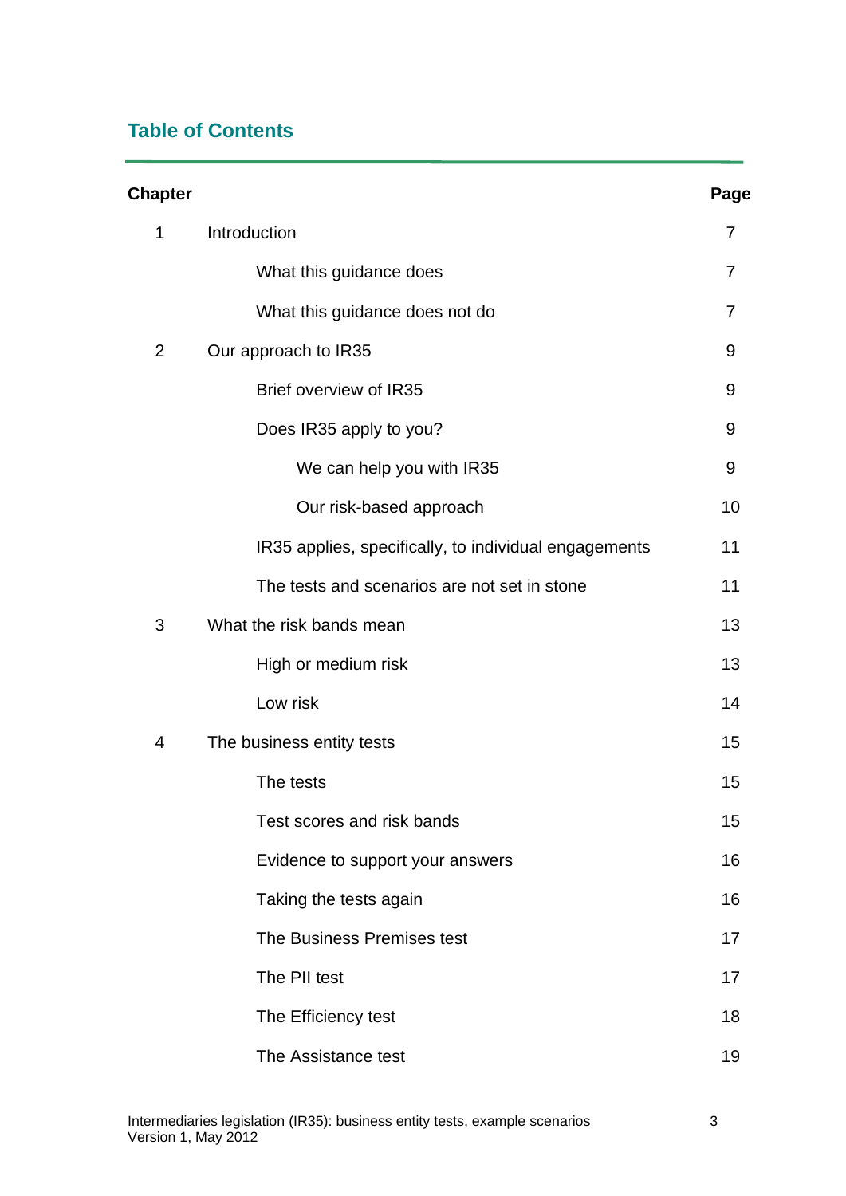## Table of Contents

| Chapter | | Page |
|---|---|---|
| 1 | Introduction | 7 |
| | What this guidance does | 7 |
| | What this guidance does not do | 7 |
| 2 | Our approach to IR35 | 9 |
| | Brief overview of IR35 | 9 |
| | Does IR35 apply to you? | 9 |
| | We can help you with IR35 | 9 |
| | Our risk-based approach | 10 |
| | IR35 applies, specifically, to individual engagements | 11 |
| | The tests and scenarios are not set in stone | 11 |
| 3 | What the risk bands mean | 13 |
| | High or medium risk | 13 |
| | Low risk | 14 |
| 4 | The business entity tests | 15 |
| | The tests | 15 |
| | Test scores and risk bands | 15 |
| | Evidence to support your answers | 16 |
| | Taking the tests again | 16 |
| | The Business Premises test | 17 |
| | The PII test | 17 |
| | The Efficiency test | 18 |
| | The Assistance test | 19 |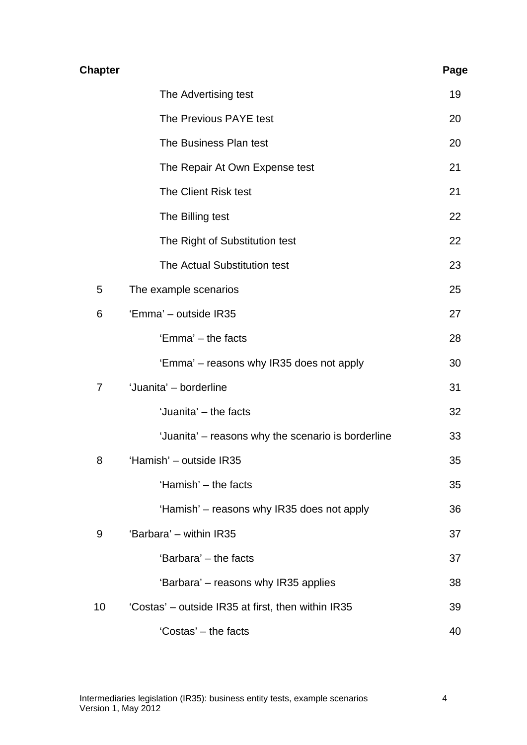| Chapter | | Page |
|---|---|---|
| | The Advertising test | 19 |
| | The Previous PAYE test | 20 |
| | The Business Plan test | 20 |
| | The Repair At Own Expense test | 21 |
| | The Client Risk test | 21 |
| | The Billing test | 22 |
| | The Right of Substitution test | 22 |
| | The Actual Substitution test | 23 |
| 5 | The example scenarios | 25 |
| 6 | 'Emma' – outside IR35 | 27 |
| | 'Emma' – the facts | 28 |
| | 'Emma' – reasons why IR35 does not apply | 30 |
| 7 | 'Juanita' – borderline | 31 |
| | 'Juanita' – the facts | 32 |
| | 'Juanita' – reasons why the scenario is borderline | 33 |
| 8 | 'Hamish' – outside IR35 | 35 |
| | 'Hamish' – the facts | 35 |
| | 'Hamish' – reasons why IR35 does not apply | 36 |
| 9 | 'Barbara' – within IR35 | 37 |
| | 'Barbara' – the facts | 37 |
| | 'Barbara' – reasons why IR35 applies | 38 |
| 10 | 'Costas' – outside IR35 at first, then within IR35 | 39 |
| | 'Costas' – the facts | 40 |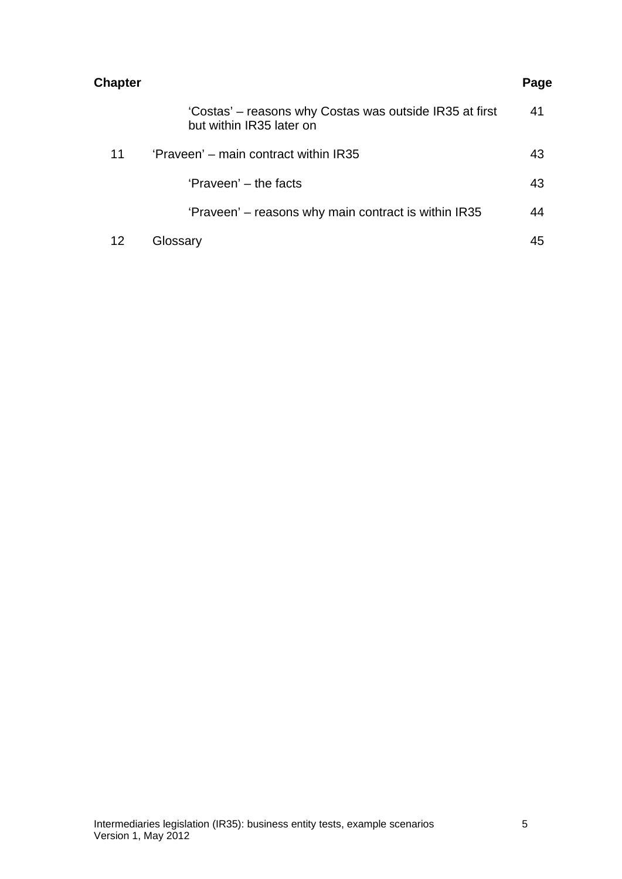| Chapter | | Page |
|---|---|---|
| | 'Costas' – reasons why Costas was outside IR35 at first but within IR35 later on | 41 |
| 11 | 'Praveen' – main contract within IR35 | 43 |
| | 'Praveen' – the facts | 43 |
| | 'Praveen' – reasons why main contract is within IR35 | 44 |
| 12 | Glossary | 45 |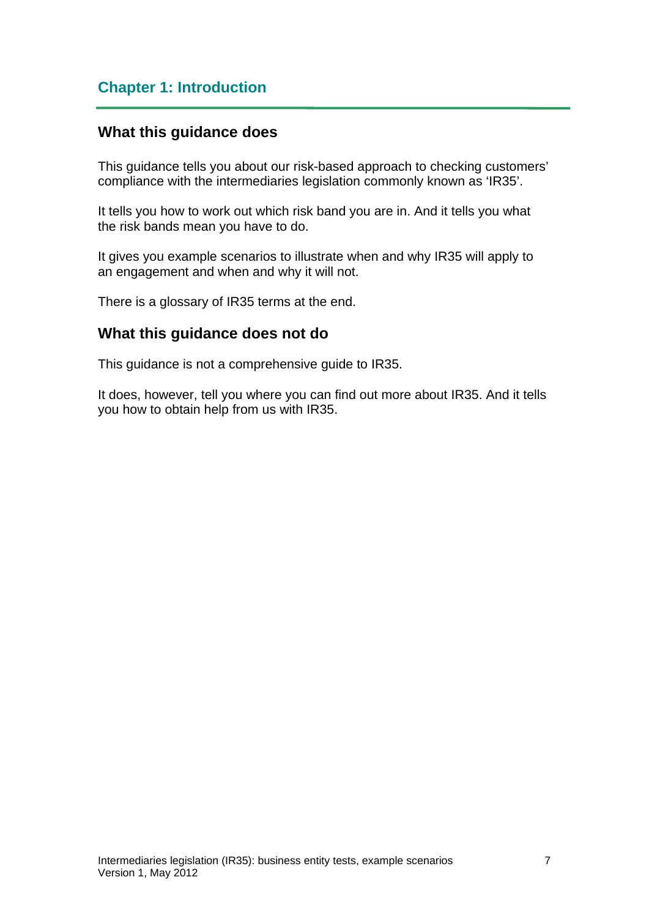# Chapter 1: Introduction

## What this guidance does

This guidance tells you about our risk-based approach to checking customers' compliance with the intermediaries legislation commonly known as 'IR35'.

It tells you how to work out which risk band you are in. And it tells you what the risk bands mean you have to do.

It gives you example scenarios to illustrate when and why IR35 will apply to an engagement and when and why it will not.

There is a glossary of IR35 terms at the end.

## What this guidance does not do

This guidance is not a comprehensive guide to IR35.

It does, however, tell you where you can find out more about IR35. And it tells you how to obtain help from us with IR35.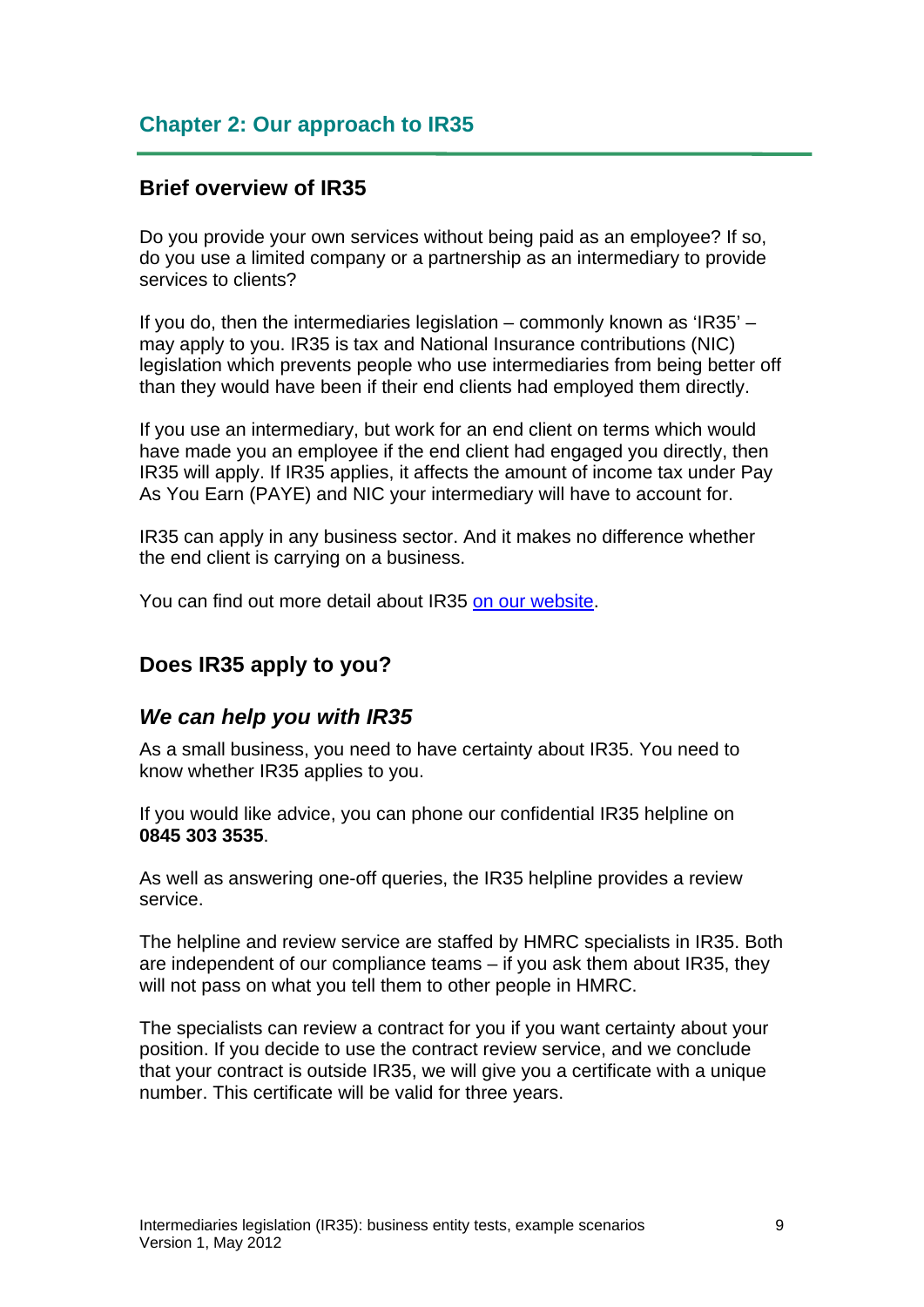## Chapter 2: Our approach to IR35

### Brief overview of IR35

Do you provide your own services without being paid as an employee? If so, do you use a limited company or a partnership as an intermediary to provide services to clients?

If you do, then the intermediaries legislation – commonly known as 'IR35' – may apply to you. IR35 is tax and National Insurance contributions (NIC) legislation which prevents people who use intermediaries from being better off than they would have been if their end clients had employed them directly.

If you use an intermediary, but work for an end client on terms which would have made you an employee if the end client had engaged you directly, then IR35 will apply. If IR35 applies, it affects the amount of income tax under Pay As You Earn (PAYE) and NIC your intermediary will have to account for.

IR35 can apply in any business sector. And it makes no difference whether the end client is carrying on a business.

You can find out more detail about IR35 on our website.

### Does IR35 apply to you?

#### *We can help you with IR35*

As a small business, you need to have certainty about IR35. You need to know whether IR35 applies to you.

If you would like advice, you can phone our confidential IR35 helpline on **0845 303 3535**.

As well as answering one-off queries, the IR35 helpline provides a review service.

The helpline and review service are staffed by HMRC specialists in IR35. Both are independent of our compliance teams – if you ask them about IR35, they will not pass on what you tell them to other people in HMRC.

The specialists can review a contract for you if you want certainty about your position. If you decide to use the contract review service, and we conclude that your contract is outside IR35, we will give you a certificate with a unique number. This certificate will be valid for three years.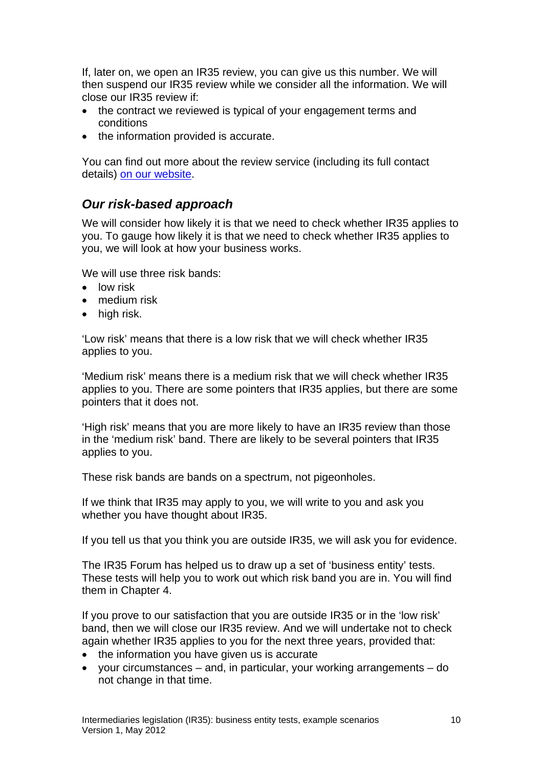If, later on, we open an IR35 review, you can give us this number. We will then suspend our IR35 review while we consider all the information. We will close our IR35 review if:

- the contract we reviewed is typical of your engagement terms and conditions
- the information provided is accurate.

You can find out more about the review service (including its full contact details) [on our website](#).

## *Our risk-based approach*

We will consider how likely it is that we need to check whether IR35 applies to you. To gauge how likely it is that we need to check whether IR35 applies to you, we will look at how your business works.

We will use three risk bands:

- low risk
- medium risk
- high risk.

'Low risk' means that there is a low risk that we will check whether IR35 applies to you.

'Medium risk' means there is a medium risk that we will check whether IR35 applies to you. There are some pointers that IR35 applies, but there are some pointers that it does not.

'High risk' means that you are more likely to have an IR35 review than those in the 'medium risk' band. There are likely to be several pointers that IR35 applies to you.

These risk bands are bands on a spectrum, not pigeonholes.

If we think that IR35 may apply to you, we will write to you and ask you whether you have thought about IR35.

If you tell us that you think you are outside IR35, we will ask you for evidence.

The IR35 Forum has helped us to draw up a set of 'business entity' tests. These tests will help you to work out which risk band you are in. You will find them in Chapter 4.

If you prove to our satisfaction that you are outside IR35 or in the 'low risk' band, then we will close our IR35 review. And we will undertake not to check again whether IR35 applies to you for the next three years, provided that:

- the information you have given us is accurate
- your circumstances – and, in particular, your working arrangements – do not change in that time.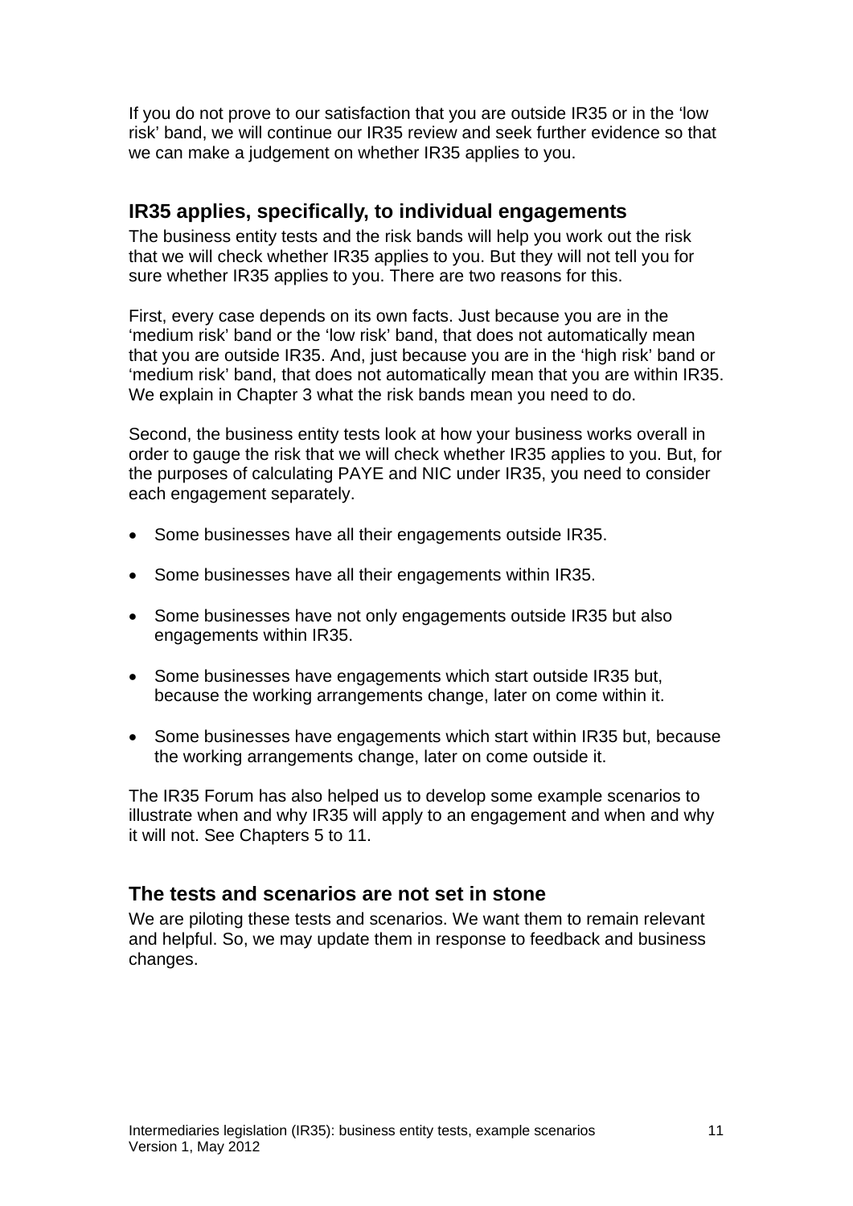If you do not prove to our satisfaction that you are outside IR35 or in the 'low risk' band, we will continue our IR35 review and seek further evidence so that we can make a judgement on whether IR35 applies to you.

## IR35 applies, specifically, to individual engagements

The business entity tests and the risk bands will help you work out the risk that we will check whether IR35 applies to you. But they will not tell you for sure whether IR35 applies to you. There are two reasons for this.

First, every case depends on its own facts. Just because you are in the 'medium risk' band or the 'low risk' band, that does not automatically mean that you are outside IR35. And, just because you are in the 'high risk' band or 'medium risk' band, that does not automatically mean that you are within IR35. We explain in Chapter 3 what the risk bands mean you need to do.

Second, the business entity tests look at how your business works overall in order to gauge the risk that we will check whether IR35 applies to you. But, for the purposes of calculating PAYE and NIC under IR35, you need to consider each engagement separately.

- Some businesses have all their engagements outside IR35.
- Some businesses have all their engagements within IR35.
- Some businesses have not only engagements outside IR35 but also engagements within IR35.
- Some businesses have engagements which start outside IR35 but, because the working arrangements change, later on come within it.
- Some businesses have engagements which start within IR35 but, because the working arrangements change, later on come outside it.

The IR35 Forum has also helped us to develop some example scenarios to illustrate when and why IR35 will apply to an engagement and when and why it will not. See Chapters 5 to 11.

## The tests and scenarios are not set in stone

We are piloting these tests and scenarios. We want them to remain relevant and helpful. So, we may update them in response to feedback and business changes.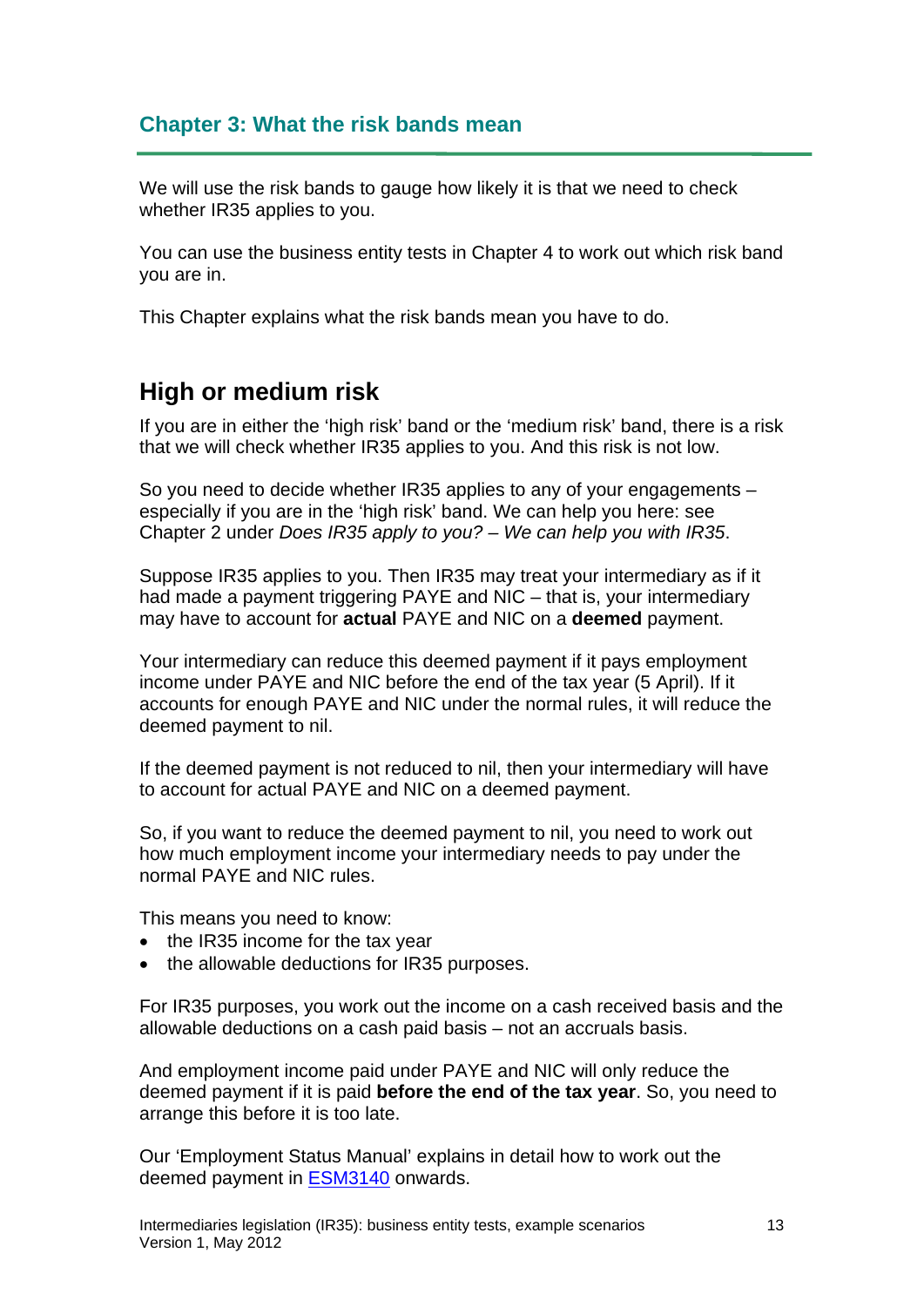## Chapter 3: What the risk bands mean

We will use the risk bands to gauge how likely it is that we need to check whether IR35 applies to you.

You can use the business entity tests in Chapter 4 to work out which risk band you are in.

This Chapter explains what the risk bands mean you have to do.

## High or medium risk

If you are in either the 'high risk' band or the 'medium risk' band, there is a risk that we will check whether IR35 applies to you. And this risk is not low.

So you need to decide whether IR35 applies to any of your engagements – especially if you are in the 'high risk' band. We can help you here: see Chapter 2 under *Does IR35 apply to you? – We can help you with IR35*.

Suppose IR35 applies to you. Then IR35 may treat your intermediary as if it had made a payment triggering PAYE and NIC – that is, your intermediary may have to account for **actual** PAYE and NIC on a **deemed** payment.

Your intermediary can reduce this deemed payment if it pays employment income under PAYE and NIC before the end of the tax year (5 April). If it accounts for enough PAYE and NIC under the normal rules, it will reduce the deemed payment to nil.

If the deemed payment is not reduced to nil, then your intermediary will have to account for actual PAYE and NIC on a deemed payment.

So, if you want to reduce the deemed payment to nil, you need to work out how much employment income your intermediary needs to pay under the normal PAYE and NIC rules.

This means you need to know:

- the IR35 income for the tax year
- the allowable deductions for IR35 purposes.

For IR35 purposes, you work out the income on a cash received basis and the allowable deductions on a cash paid basis – not an accruals basis.

And employment income paid under PAYE and NIC will only reduce the deemed payment if it is paid **before the end of the tax year**. So, you need to arrange this before it is too late.

Our 'Employment Status Manual' explains in detail how to work out the deemed payment in ESM3140 onwards.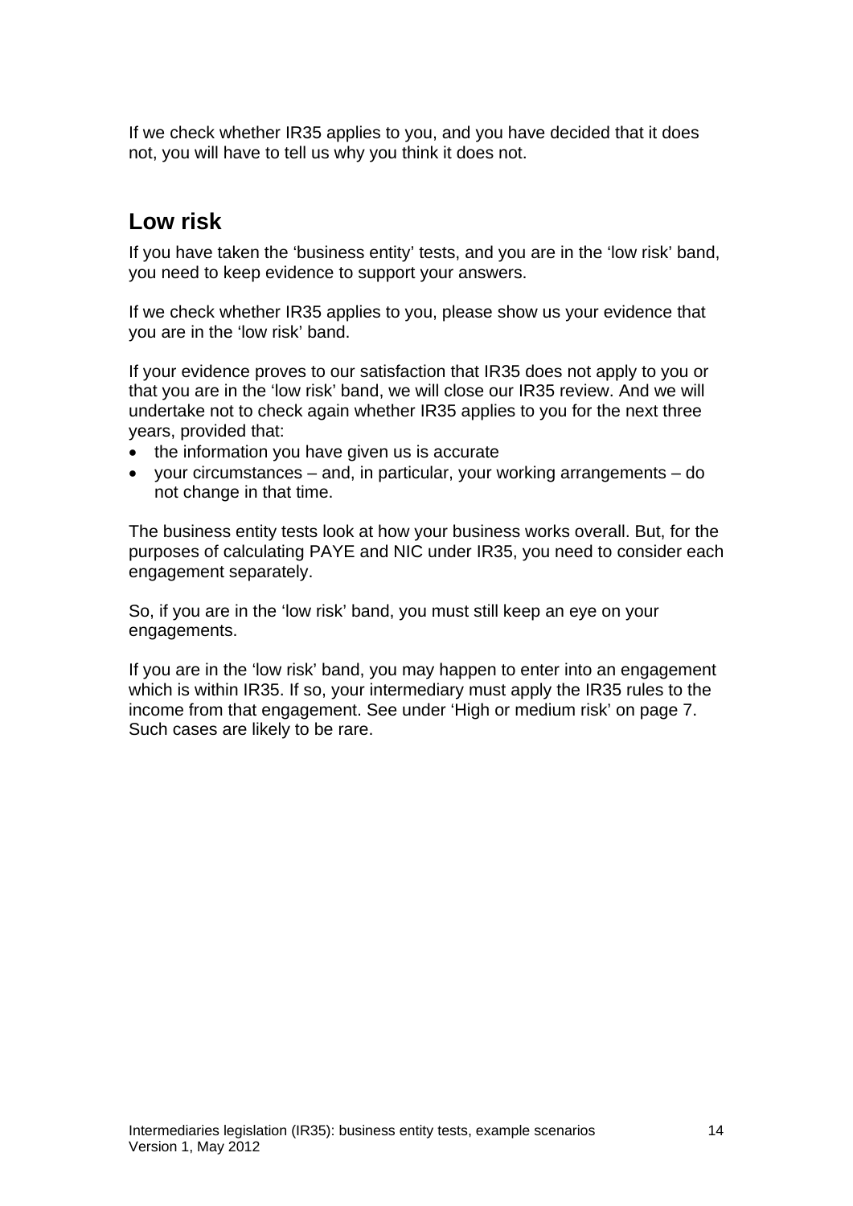If we check whether IR35 applies to you, and you have decided that it does not, you will have to tell us why you think it does not.

## Low risk

If you have taken the 'business entity' tests, and you are in the 'low risk' band, you need to keep evidence to support your answers.

If we check whether IR35 applies to you, please show us your evidence that you are in the 'low risk' band.

If your evidence proves to our satisfaction that IR35 does not apply to you or that you are in the 'low risk' band, we will close our IR35 review. And we will undertake not to check again whether IR35 applies to you for the next three years, provided that:

- the information you have given us is accurate
- your circumstances – and, in particular, your working arrangements – do not change in that time.

The business entity tests look at how your business works overall. But, for the purposes of calculating PAYE and NIC under IR35, you need to consider each engagement separately.

So, if you are in the 'low risk' band, you must still keep an eye on your engagements.

If you are in the 'low risk' band, you may happen to enter into an engagement which is within IR35. If so, your intermediary must apply the IR35 rules to the income from that engagement. See under 'High or medium risk' on page 7. Such cases are likely to be rare.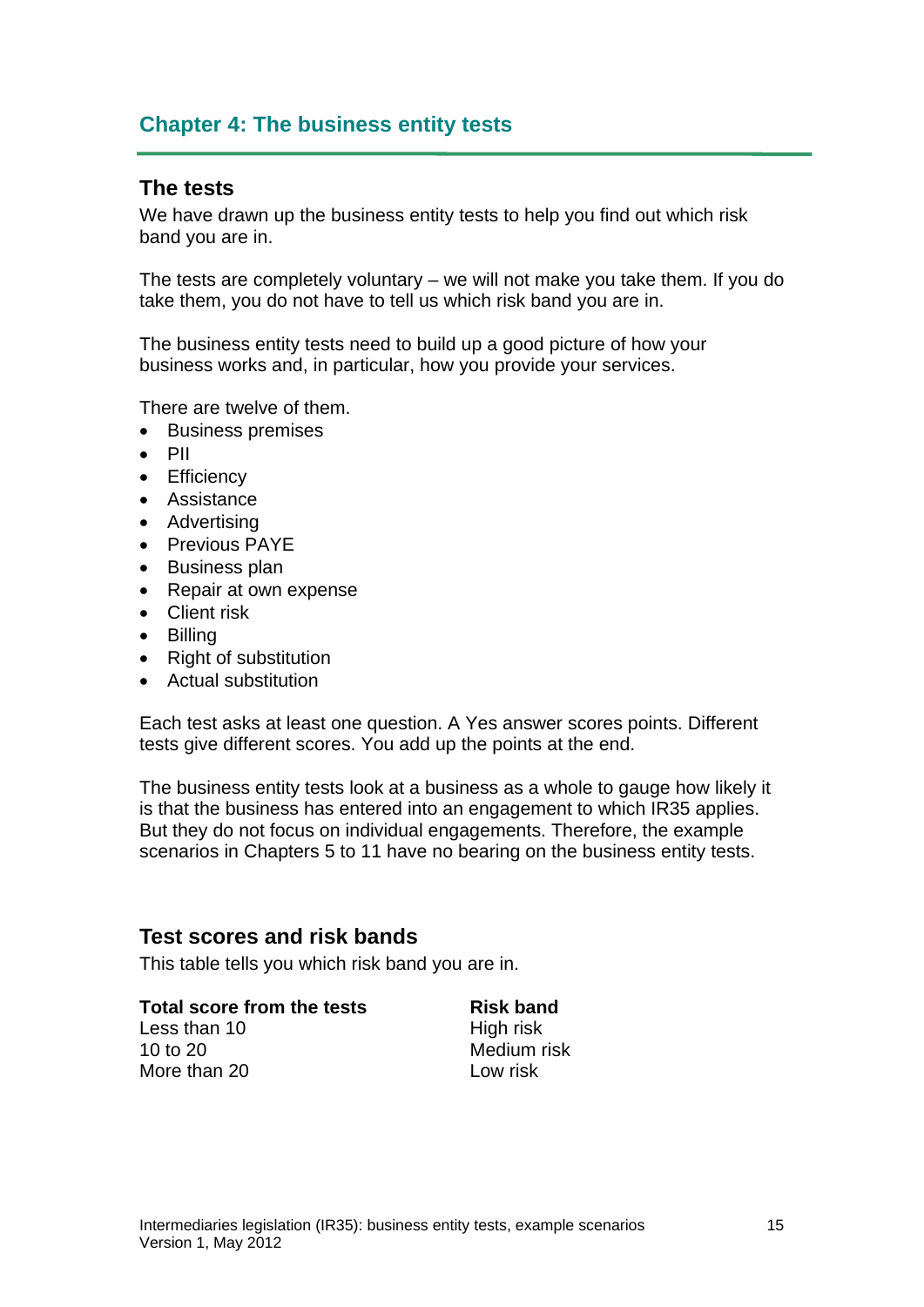# Chapter 4: The business entity tests

## The tests

We have drawn up the business entity tests to help you find out which risk band you are in.

The tests are completely voluntary – we will not make you take them. If you do take them, you do not have to tell us which risk band you are in.

The business entity tests need to build up a good picture of how your business works and, in particular, how you provide your services.

There are twelve of them.

- Business premises
- PII
- Efficiency
- Assistance
- Advertising
- Previous PAYE
- Business plan
- Repair at own expense
- Client risk
- Billing
- Right of substitution
- Actual substitution

Each test asks at least one question. A Yes answer scores points. Different tests give different scores. You add up the points at the end.

The business entity tests look at a business as a whole to gauge how likely it is that the business has entered into an engagement to which IR35 applies. But they do not focus on individual engagements. Therefore, the example scenarios in Chapters 5 to 11 have no bearing on the business entity tests.

## Test scores and risk bands

This table tells you which risk band you are in.

| Total score from the tests | Risk band |
|---|---|
| Less than 10 | High risk |
| 10 to 20 | Medium risk |
| More than 20 | Low risk |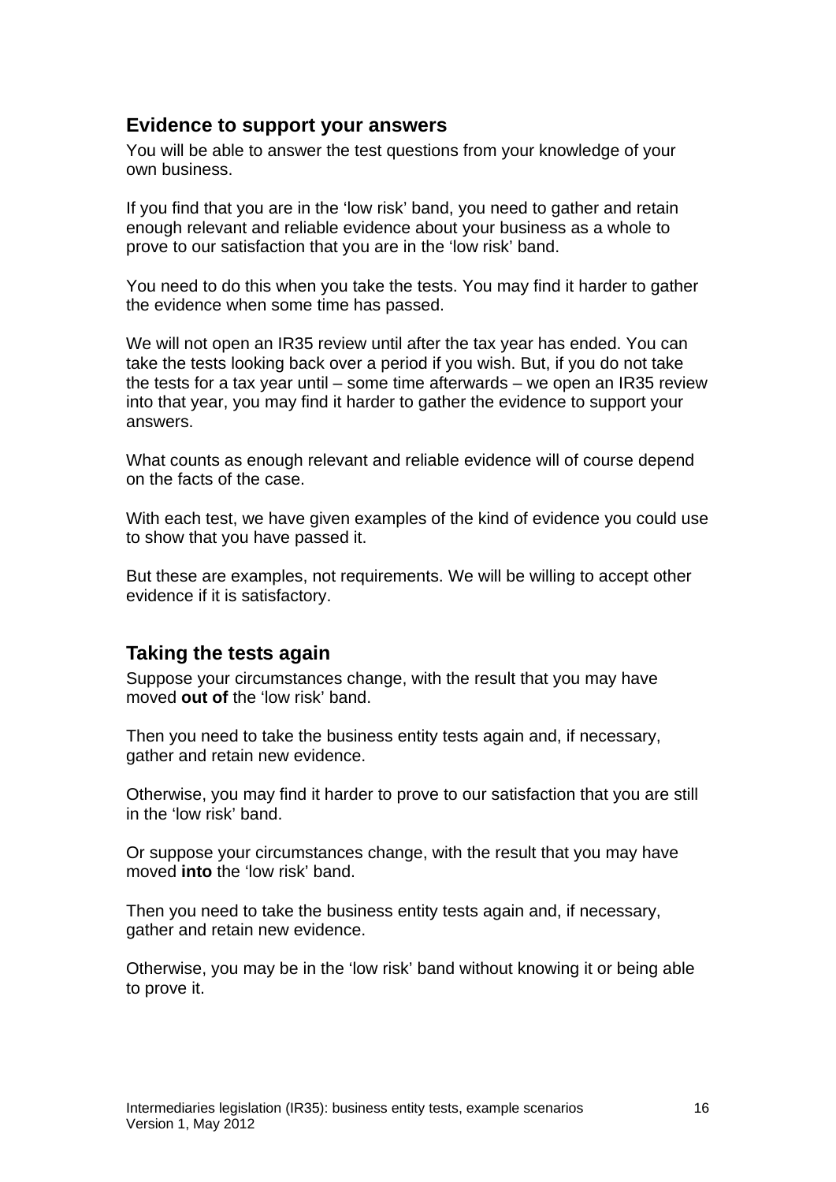## Evidence to support your answers

You will be able to answer the test questions from your knowledge of your own business.

If you find that you are in the ‘low risk’ band, you need to gather and retain enough relevant and reliable evidence about your business as a whole to prove to our satisfaction that you are in the ‘low risk’ band.

You need to do this when you take the tests. You may find it harder to gather the evidence when some time has passed.

We will not open an IR35 review until after the tax year has ended. You can take the tests looking back over a period if you wish. But, if you do not take the tests for a tax year until – some time afterwards – we open an IR35 review into that year, you may find it harder to gather the evidence to support your answers.

What counts as enough relevant and reliable evidence will of course depend on the facts of the case.

With each test, we have given examples of the kind of evidence you could use to show that you have passed it.

But these are examples, not requirements. We will be willing to accept other evidence if it is satisfactory.

## Taking the tests again

Suppose your circumstances change, with the result that you may have moved **out of** the ‘low risk’ band.

Then you need to take the business entity tests again and, if necessary, gather and retain new evidence.

Otherwise, you may find it harder to prove to our satisfaction that you are still in the ‘low risk’ band.

Or suppose your circumstances change, with the result that you may have moved **into** the ‘low risk’ band.

Then you need to take the business entity tests again and, if necessary, gather and retain new evidence.

Otherwise, you may be in the ‘low risk’ band without knowing it or being able to prove it.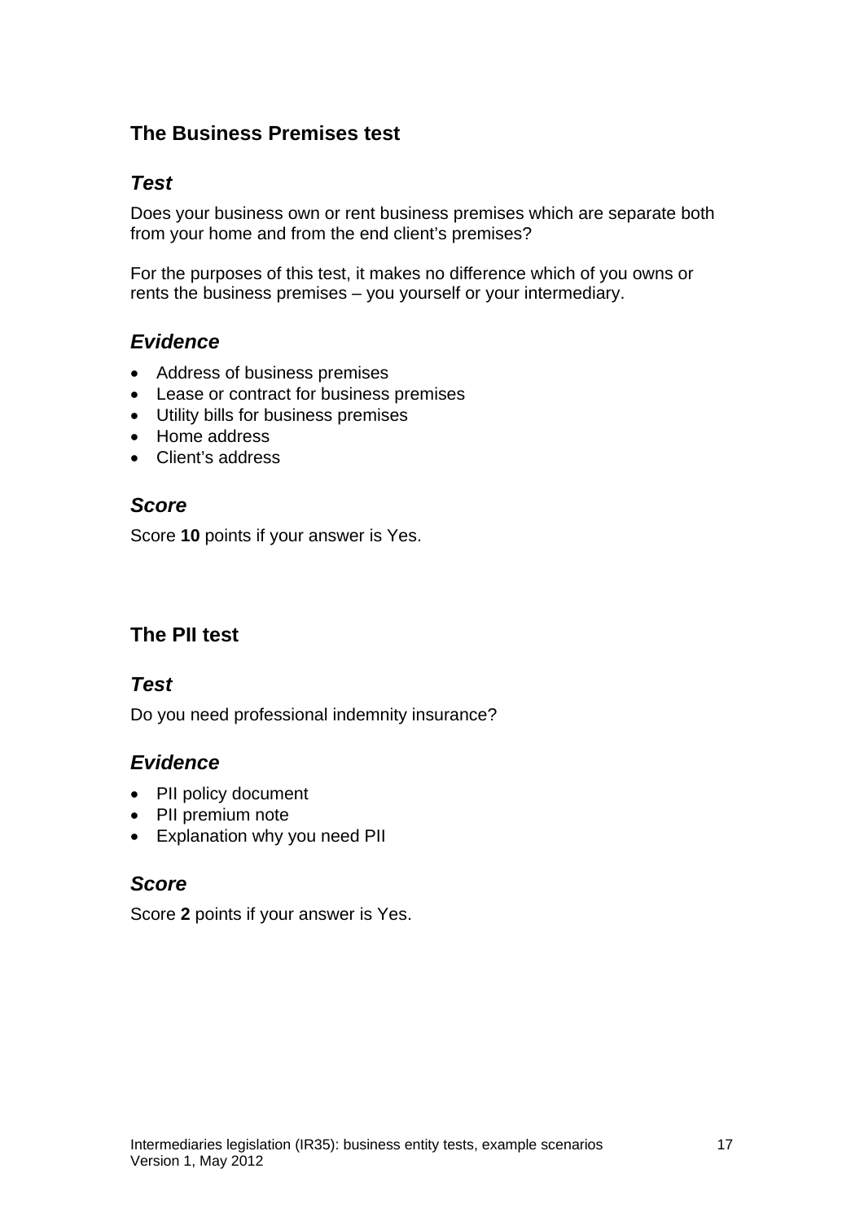## The Business Premises test

### *Test*

Does your business own or rent business premises which are separate both from your home and from the end client's premises?

For the purposes of this test, it makes no difference which of you owns or rents the business premises – you yourself or your intermediary.

### *Evidence*

- Address of business premises
- Lease or contract for business premises
- Utility bills for business premises
- Home address
- Client's address

### *Score*

Score **10** points if your answer is Yes.

## The PII test

### *Test*

Do you need professional indemnity insurance?

### *Evidence*

- PII policy document
- PII premium note
- Explanation why you need PII

### *Score*

Score **2** points if your answer is Yes.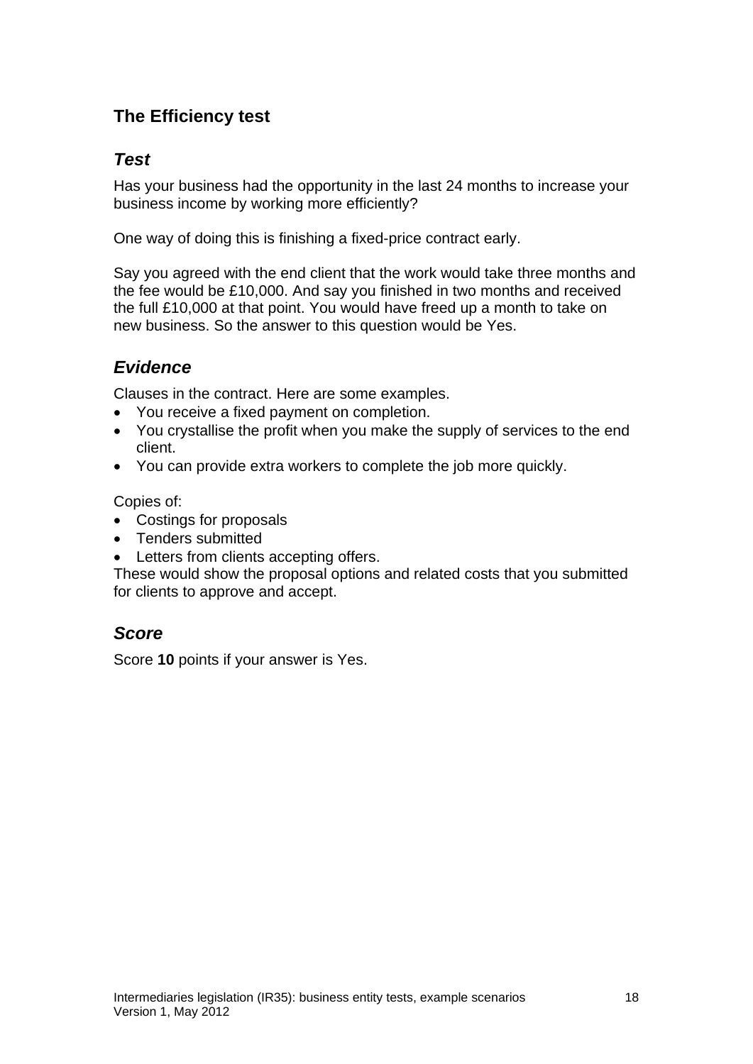## The Efficiency test

### *Test*

Has your business had the opportunity in the last 24 months to increase your business income by working more efficiently?

One way of doing this is finishing a fixed-price contract early.

Say you agreed with the end client that the work would take three months and the fee would be £10,000. And say you finished in two months and received the full £10,000 at that point. You would have freed up a month to take on new business. So the answer to this question would be Yes.

### *Evidence*

Clauses in the contract. Here are some examples.

- You receive a fixed payment on completion.
- You crystallise the profit when you make the supply of services to the end client.
- You can provide extra workers to complete the job more quickly.

Copies of:

- Costings for proposals
- Tenders submitted
- Letters from clients accepting offers.

These would show the proposal options and related costs that you submitted for clients to approve and accept.

### *Score*

Score **10** points if your answer is Yes.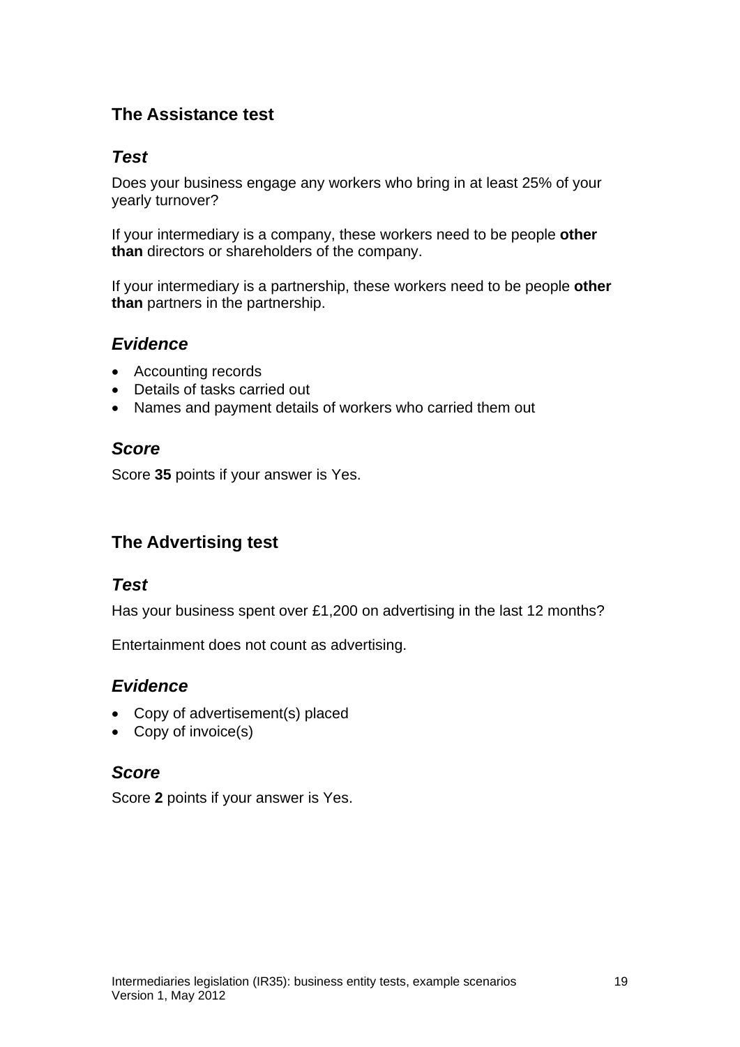## The Assistance test

### *Test*

Does your business engage any workers who bring in at least 25% of your yearly turnover?

If your intermediary is a company, these workers need to be people **other than** directors or shareholders of the company.

If your intermediary is a partnership, these workers need to be people **other than** partners in the partnership.

### *Evidence*

- Accounting records
- Details of tasks carried out
- Names and payment details of workers who carried them out

### *Score*

Score **35** points if your answer is Yes.

## The Advertising test

### *Test*

Has your business spent over £1,200 on advertising in the last 12 months?

Entertainment does not count as advertising.

### *Evidence*

- Copy of advertisement(s) placed
- Copy of invoice(s)

### *Score*

Score **2** points if your answer is Yes.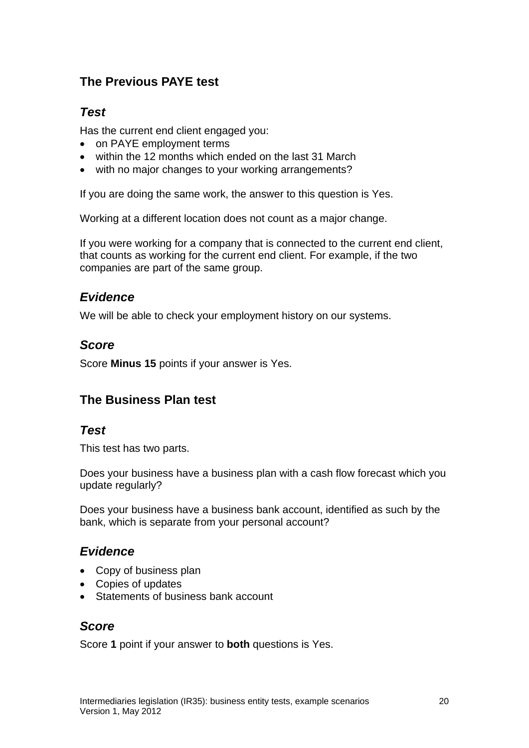## The Previous PAYE test

### *Test*

Has the current end client engaged you:

- on PAYE employment terms
- within the 12 months which ended on the last 31 March
- with no major changes to your working arrangements?

If you are doing the same work, the answer to this question is Yes.

Working at a different location does not count as a major change.

If you were working for a company that is connected to the current end client, that counts as working for the current end client. For example, if the two companies are part of the same group.

### *Evidence*

We will be able to check your employment history on our systems.

### *Score*

Score **Minus 15** points if your answer is Yes.

## The Business Plan test

### *Test*

This test has two parts.

Does your business have a business plan with a cash flow forecast which you update regularly?

Does your business have a business bank account, identified as such by the bank, which is separate from your personal account?

### *Evidence*

- Copy of business plan
- Copies of updates
- Statements of business bank account

### *Score*

Score **1** point if your answer to **both** questions is Yes.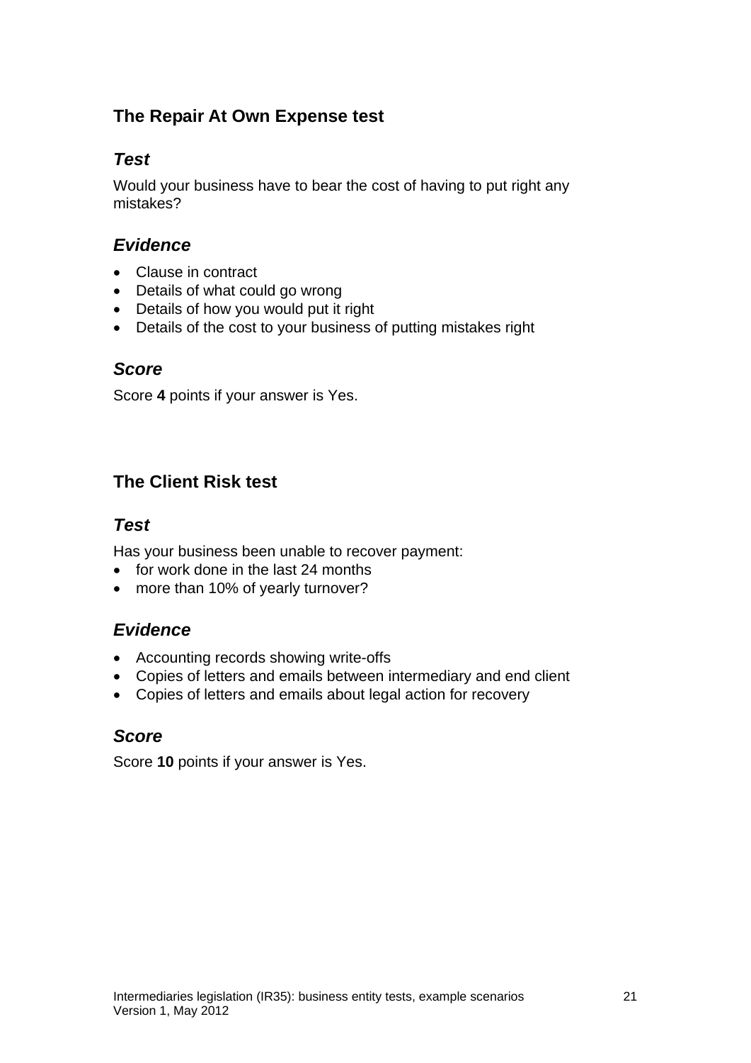## The Repair At Own Expense test

### *Test*

Would your business have to bear the cost of having to put right any mistakes?

### *Evidence*

- Clause in contract
- Details of what could go wrong
- Details of how you would put it right
- Details of the cost to your business of putting mistakes right

### *Score*

Score **4** points if your answer is Yes.

## The Client Risk test

### *Test*

Has your business been unable to recover payment:

- for work done in the last 24 months
- more than 10% of yearly turnover?

### *Evidence*

- Accounting records showing write-offs
- Copies of letters and emails between intermediary and end client
- Copies of letters and emails about legal action for recovery

### *Score*

Score **10** points if your answer is Yes.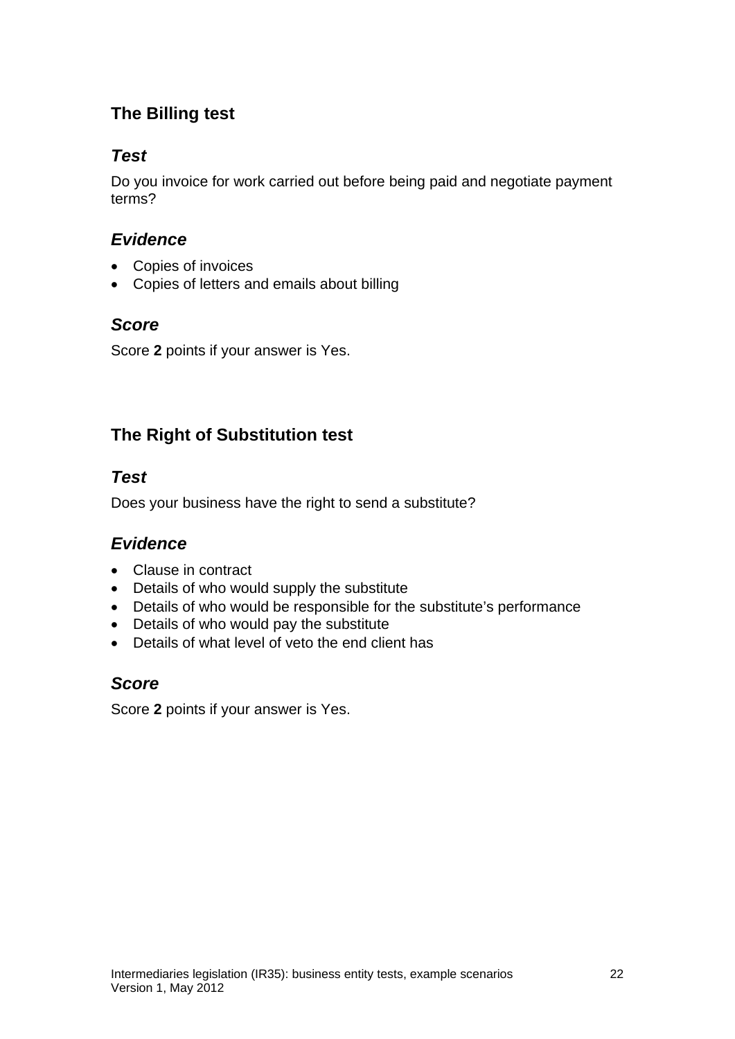## The Billing test

### *Test*

Do you invoice for work carried out before being paid and negotiate payment terms?

### *Evidence*

- Copies of invoices
- Copies of letters and emails about billing

### *Score*

Score **2** points if your answer is Yes.

## The Right of Substitution test

### *Test*

Does your business have the right to send a substitute?

### *Evidence*

- Clause in contract
- Details of who would supply the substitute
- Details of who would be responsible for the substitute's performance
- Details of who would pay the substitute
- Details of what level of veto the end client has

### *Score*

Score **2** points if your answer is Yes.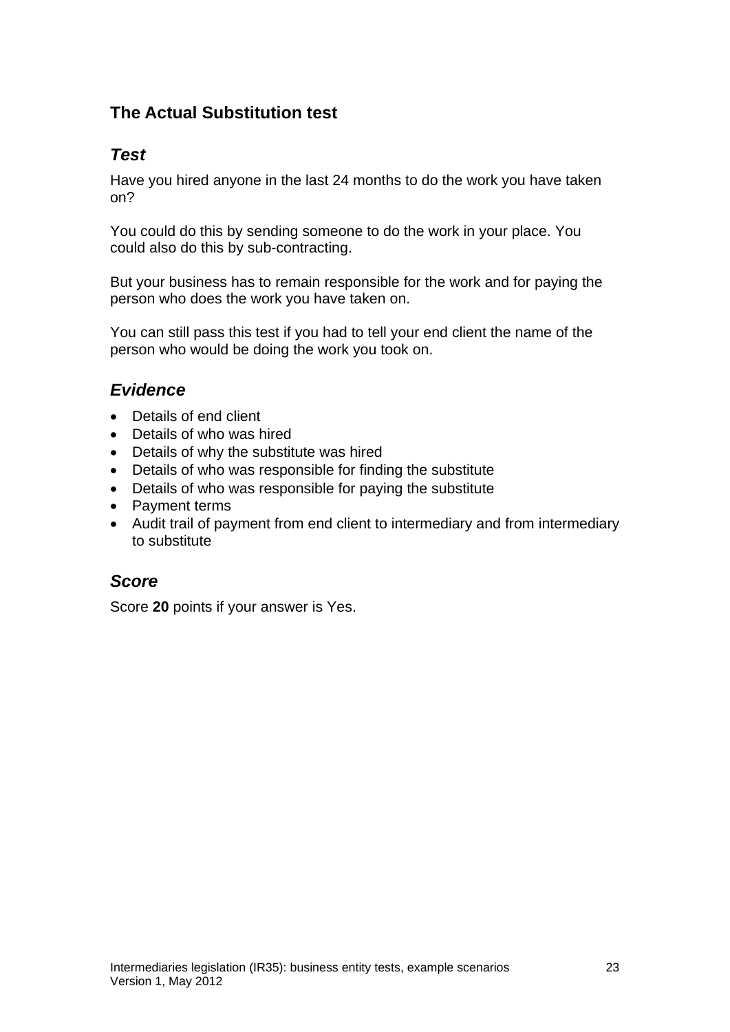## The Actual Substitution test

### *Test*

Have you hired anyone in the last 24 months to do the work you have taken on?

You could do this by sending someone to do the work in your place. You could also do this by sub-contracting.

But your business has to remain responsible for the work and for paying the person who does the work you have taken on.

You can still pass this test if you had to tell your end client the name of the person who would be doing the work you took on.

### *Evidence*

- Details of end client
- Details of who was hired
- Details of why the substitute was hired
- Details of who was responsible for finding the substitute
- Details of who was responsible for paying the substitute
- Payment terms
- Audit trail of payment from end client to intermediary and from intermediary to substitute

### *Score*

Score **20** points if your answer is Yes.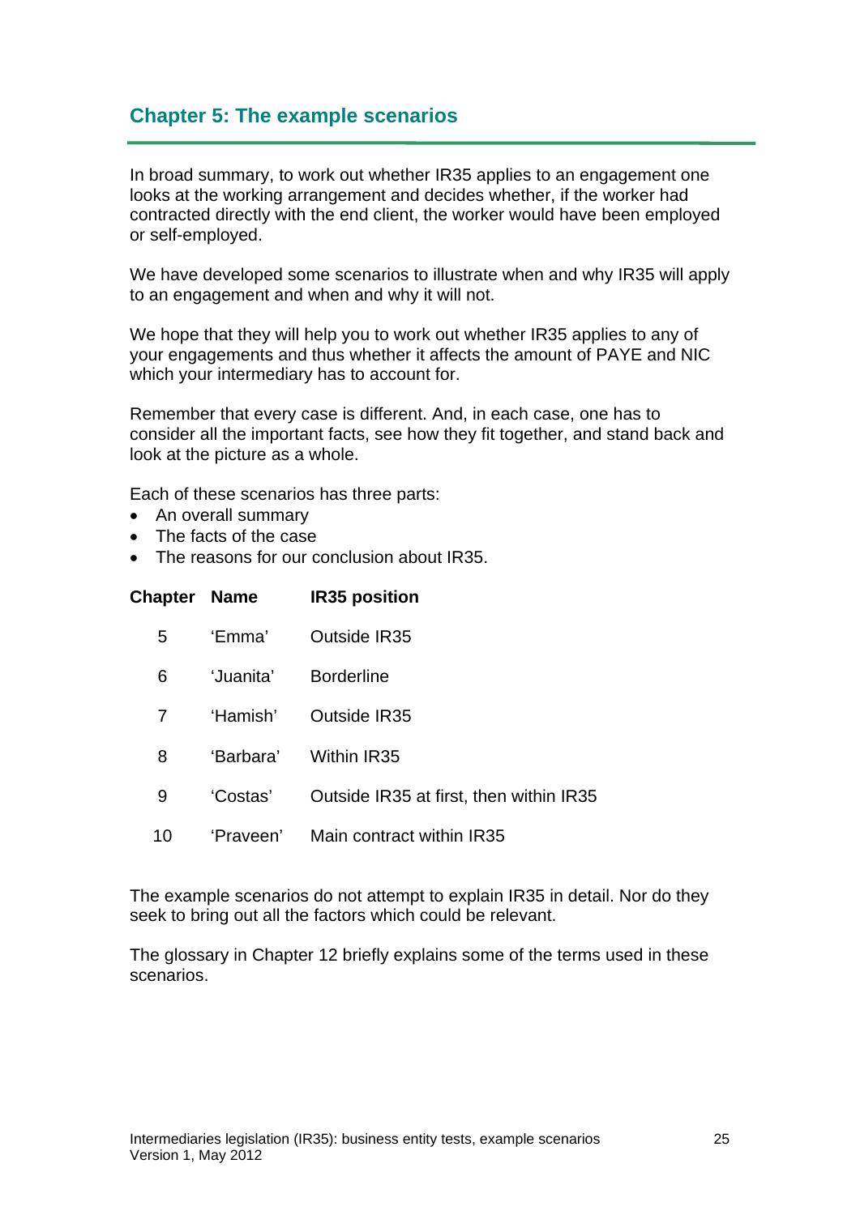## Chapter 5: The example scenarios

In broad summary, to work out whether IR35 applies to an engagement one looks at the working arrangement and decides whether, if the worker had contracted directly with the end client, the worker would have been employed or self-employed.

We have developed some scenarios to illustrate when and why IR35 will apply to an engagement and when and why it will not.

We hope that they will help you to work out whether IR35 applies to any of your engagements and thus whether it affects the amount of PAYE and NIC which your intermediary has to account for.

Remember that every case is different. And, in each case, one has to consider all the important facts, see how they fit together, and stand back and look at the picture as a whole.

Each of these scenarios has three parts:

- An overall summary
- The facts of the case
- The reasons for our conclusion about IR35.

| Chapter | Name | IR35 position |
|---|---|---|
| 5 | 'Emma' | Outside IR35 |
| 6 | 'Juanita' | Borderline |
| 7 | 'Hamish' | Outside IR35 |
| 8 | 'Barbara' | Within IR35 |
| 9 | 'Costas' | Outside IR35 at first, then within IR35 |
| 10 | 'Praveen' | Main contract within IR35 |

The example scenarios do not attempt to explain IR35 in detail. Nor do they seek to bring out all the factors which could be relevant.

The glossary in Chapter 12 briefly explains some of the terms used in these scenarios.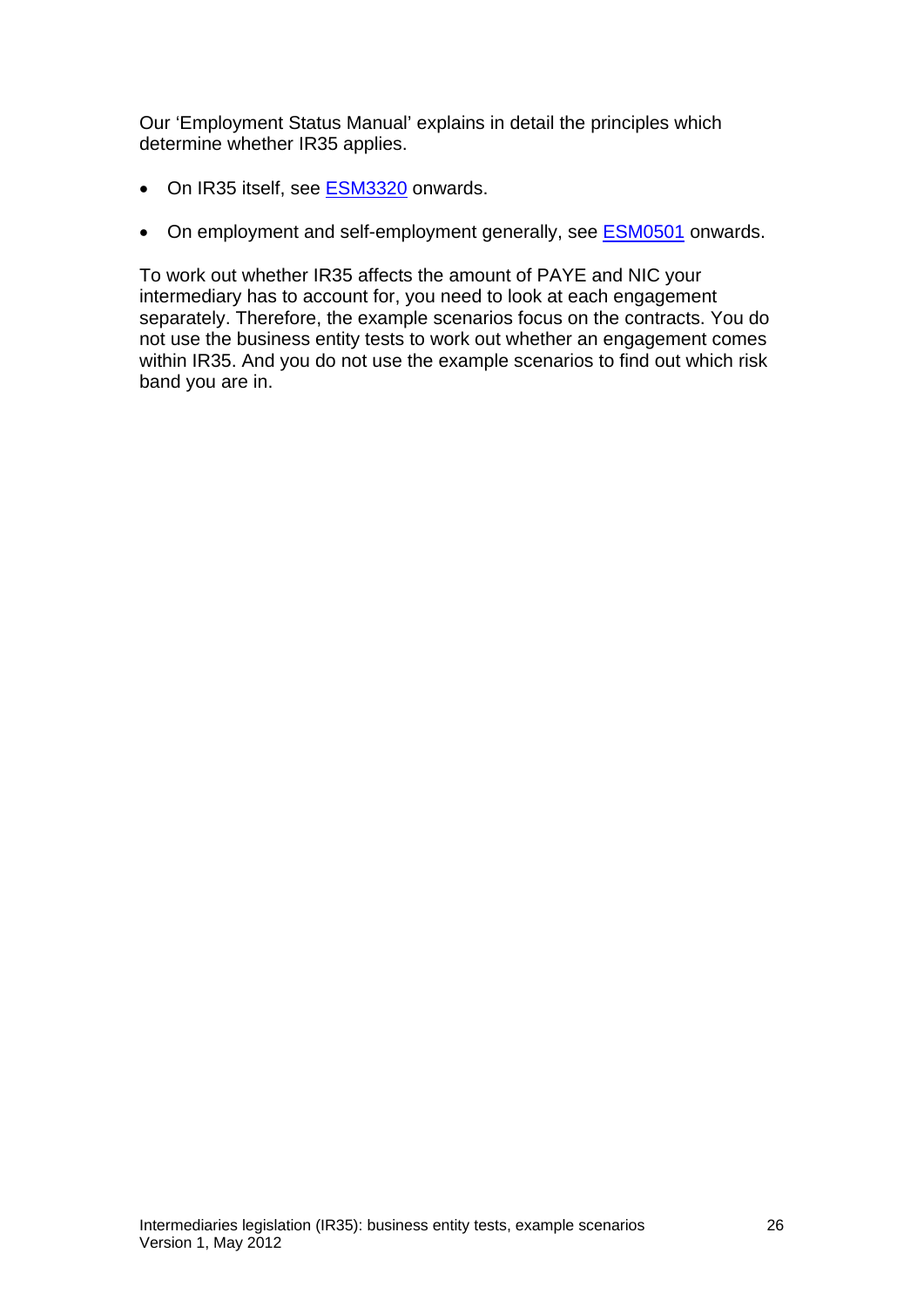Our 'Employment Status Manual' explains in detail the principles which determine whether IR35 applies.

- On IR35 itself, see ESM3320 onwards.
- On employment and self-employment generally, see ESM0501 onwards.

To work out whether IR35 affects the amount of PAYE and NIC your intermediary has to account for, you need to look at each engagement separately. Therefore, the example scenarios focus on the contracts. You do not use the business entity tests to work out whether an engagement comes within IR35. And you do not use the example scenarios to find out which risk band you are in.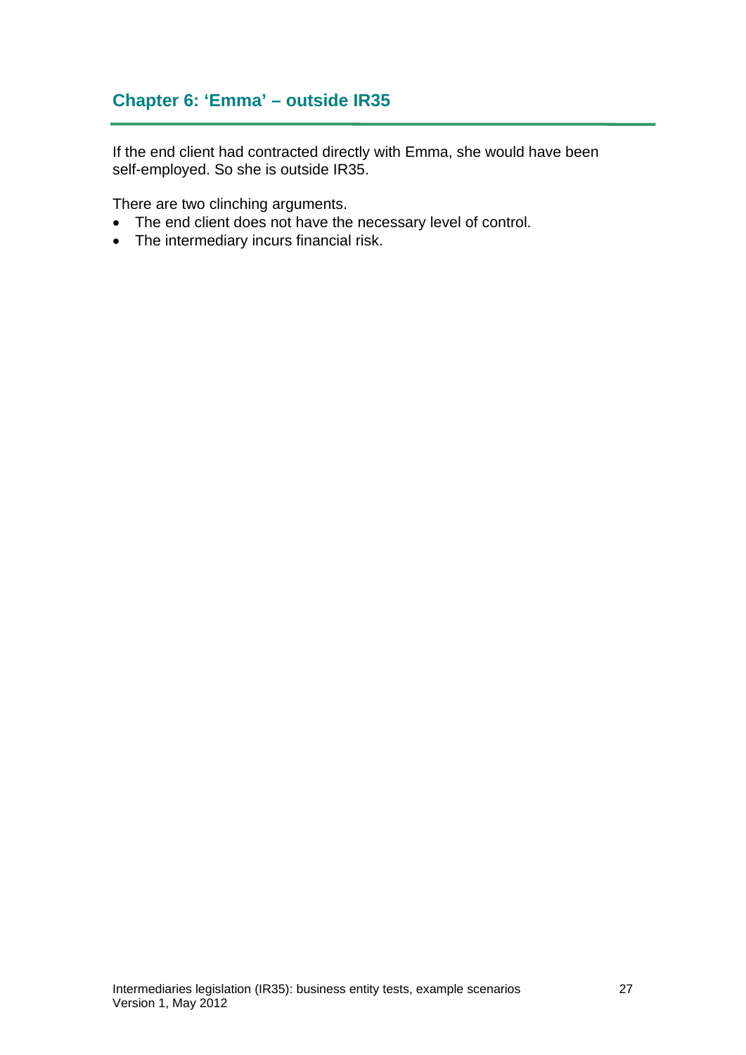## Chapter 6: 'Emma' – outside IR35

If the end client had contracted directly with Emma, she would have been self-employed. So she is outside IR35.

There are two clinching arguments.

- The end client does not have the necessary level of control.
- The intermediary incurs financial risk.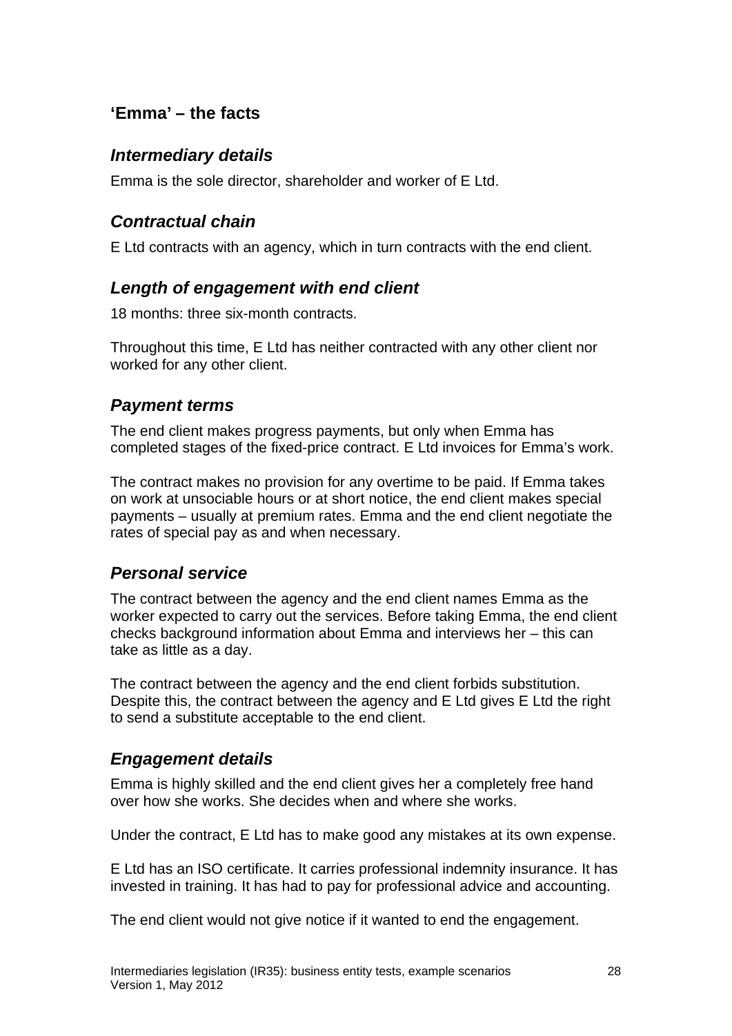## 'Emma' – the facts

### *Intermediary details*

Emma is the sole director, shareholder and worker of E Ltd.

### *Contractual chain*

E Ltd contracts with an agency, which in turn contracts with the end client.

### *Length of engagement with end client*

18 months: three six-month contracts.

Throughout this time, E Ltd has neither contracted with any other client nor worked for any other client.

### *Payment terms*

The end client makes progress payments, but only when Emma has completed stages of the fixed-price contract. E Ltd invoices for Emma's work.

The contract makes no provision for any overtime to be paid. If Emma takes on work at unsociable hours or at short notice, the end client makes special payments – usually at premium rates. Emma and the end client negotiate the rates of special pay as and when necessary.

### *Personal service*

The contract between the agency and the end client names Emma as the worker expected to carry out the services. Before taking Emma, the end client checks background information about Emma and interviews her – this can take as little as a day.

The contract between the agency and the end client forbids substitution. Despite this, the contract between the agency and E Ltd gives E Ltd the right to send a substitute acceptable to the end client.

### *Engagement details*

Emma is highly skilled and the end client gives her a completely free hand over how she works. She decides when and where she works.

Under the contract, E Ltd has to make good any mistakes at its own expense.

E Ltd has an ISO certificate. It carries professional indemnity insurance. It has invested in training. It has had to pay for professional advice and accounting.

The end client would not give notice if it wanted to end the engagement.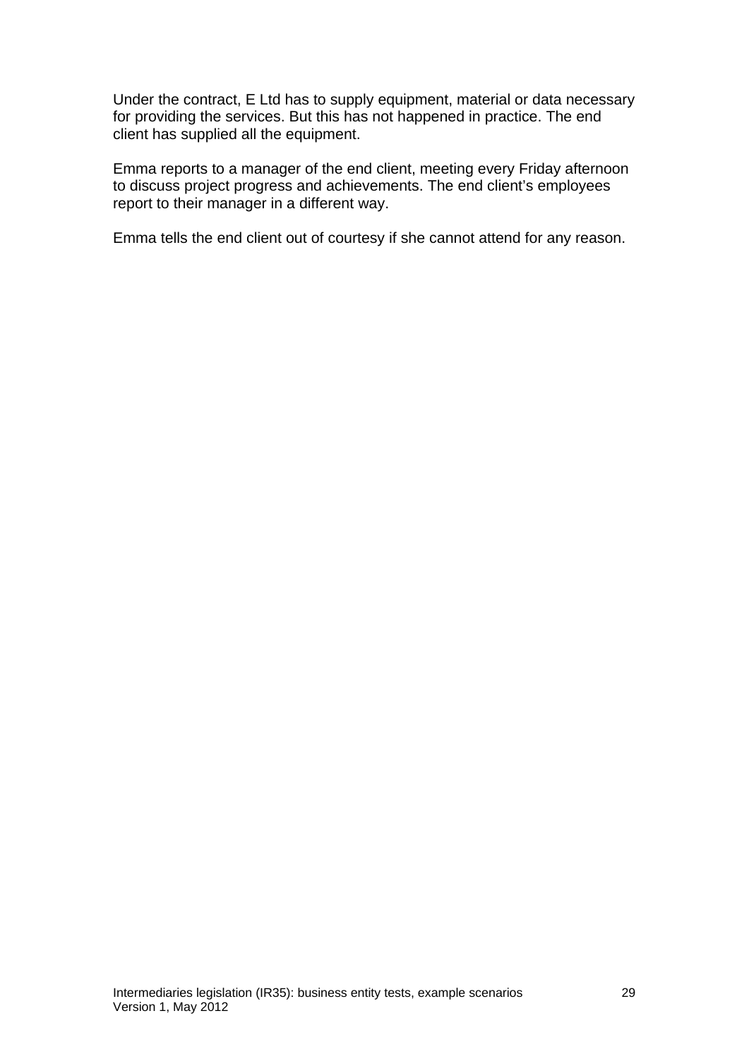Under the contract, E Ltd has to supply equipment, material or data necessary for providing the services. But this has not happened in practice. The end client has supplied all the equipment.

Emma reports to a manager of the end client, meeting every Friday afternoon to discuss project progress and achievements. The end client's employees report to their manager in a different way.

Emma tells the end client out of courtesy if she cannot attend for any reason.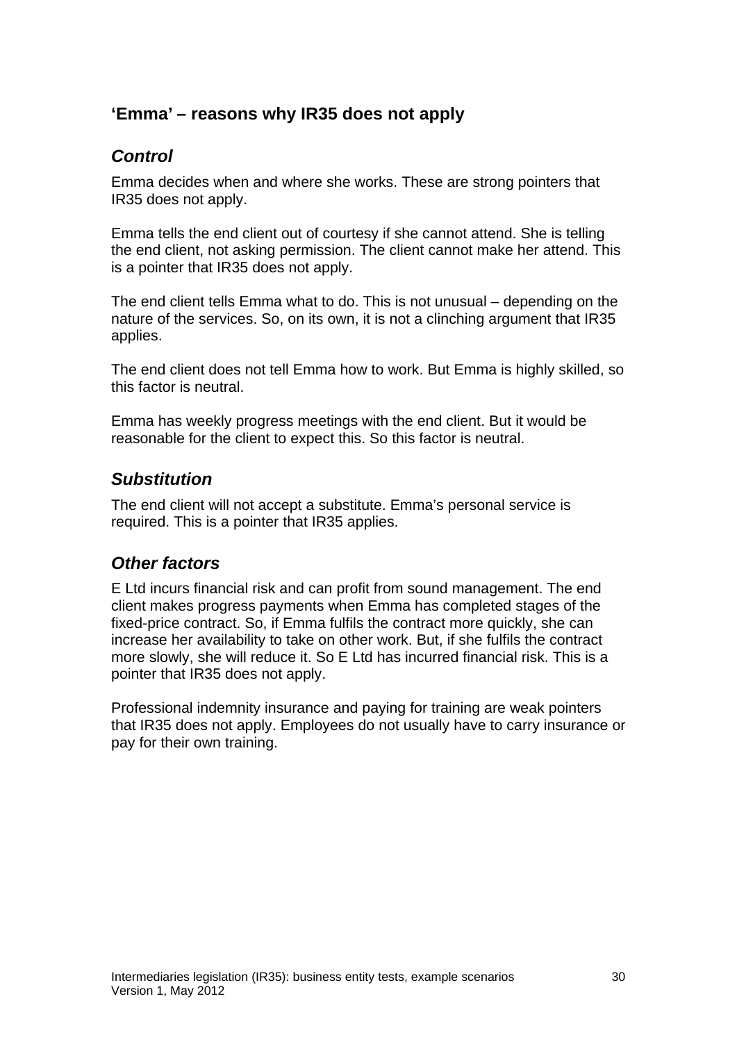## 'Emma' – reasons why IR35 does not apply

### *Control*

Emma decides when and where she works. These are strong pointers that IR35 does not apply.

Emma tells the end client out of courtesy if she cannot attend. She is telling the end client, not asking permission. The client cannot make her attend. This is a pointer that IR35 does not apply.

The end client tells Emma what to do. This is not unusual – depending on the nature of the services. So, on its own, it is not a clinching argument that IR35 applies.

The end client does not tell Emma how to work. But Emma is highly skilled, so this factor is neutral.

Emma has weekly progress meetings with the end client. But it would be reasonable for the client to expect this. So this factor is neutral.

### *Substitution*

The end client will not accept a substitute. Emma's personal service is required. This is a pointer that IR35 applies.

### *Other factors*

E Ltd incurs financial risk and can profit from sound management. The end client makes progress payments when Emma has completed stages of the fixed-price contract. So, if Emma fulfils the contract more quickly, she can increase her availability to take on other work. But, if she fulfils the contract more slowly, she will reduce it. So E Ltd has incurred financial risk. This is a pointer that IR35 does not apply.

Professional indemnity insurance and paying for training are weak pointers that IR35 does not apply. Employees do not usually have to carry insurance or pay for their own training.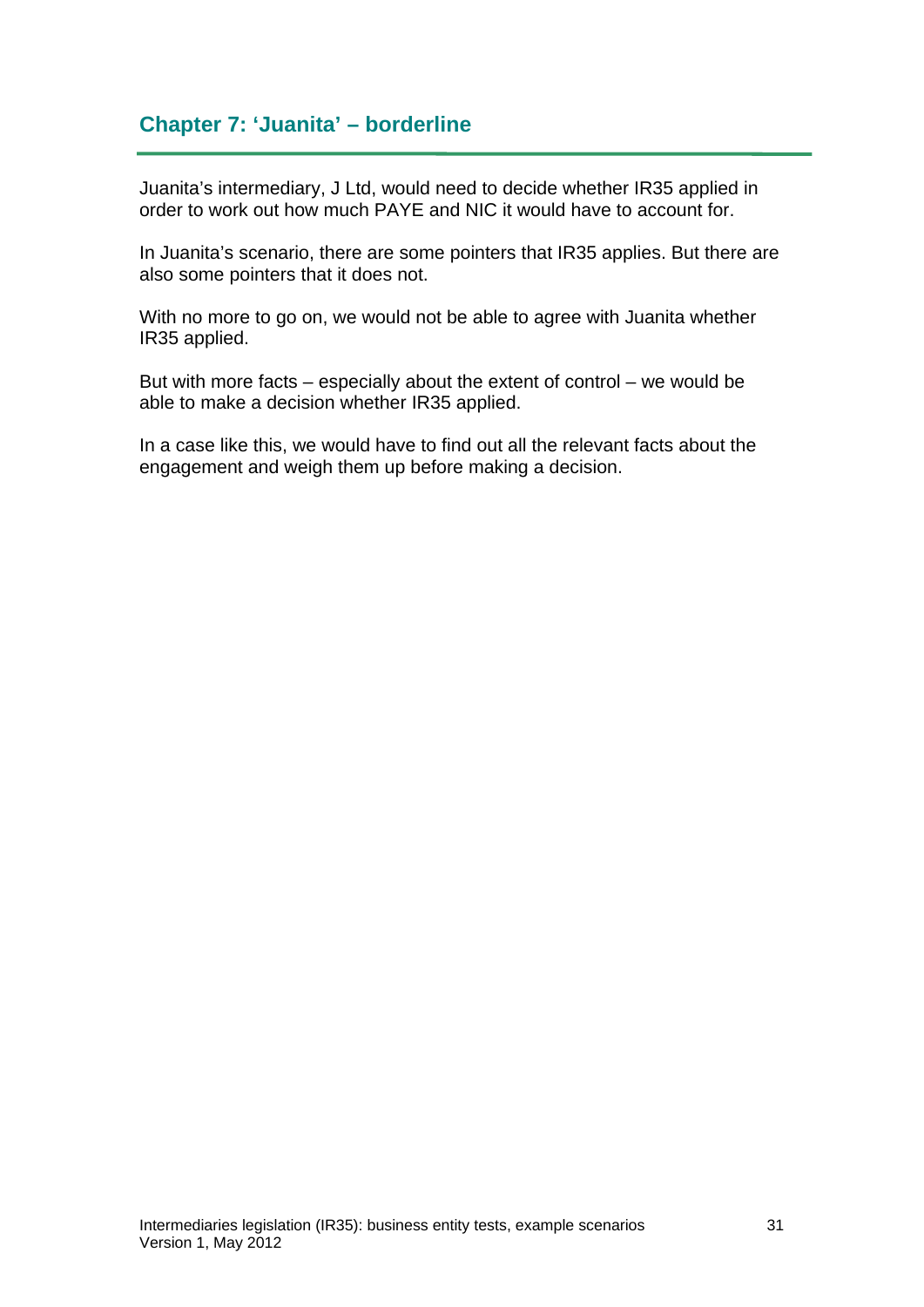## Chapter 7: 'Juanita' – borderline

Juanita's intermediary, J Ltd, would need to decide whether IR35 applied in order to work out how much PAYE and NIC it would have to account for.

In Juanita's scenario, there are some pointers that IR35 applies. But there are also some pointers that it does not.

With no more to go on, we would not be able to agree with Juanita whether IR35 applied.

But with more facts – especially about the extent of control – we would be able to make a decision whether IR35 applied.

In a case like this, we would have to find out all the relevant facts about the engagement and weigh them up before making a decision.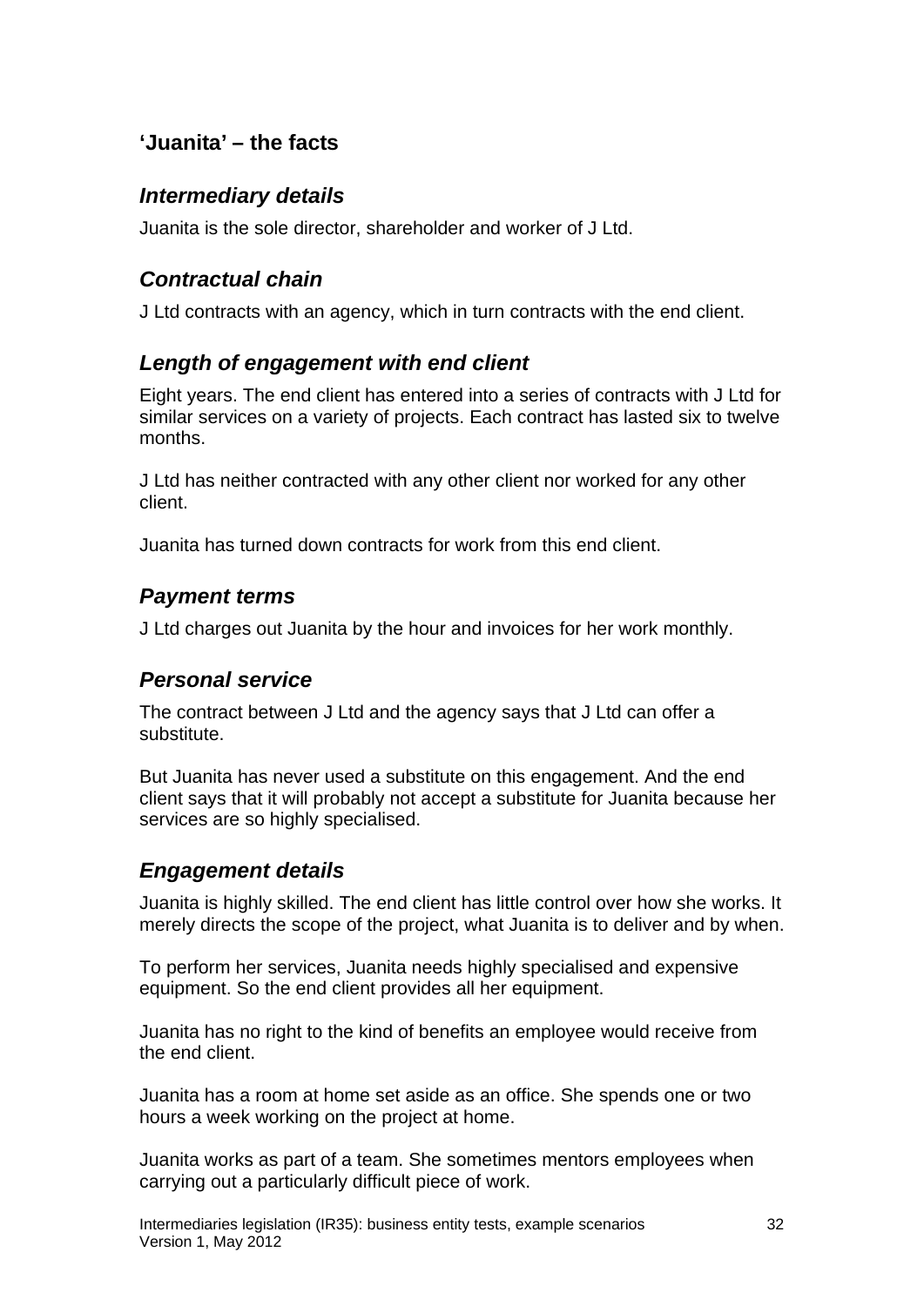## 'Juanita' – the facts

### *Intermediary details*

Juanita is the sole director, shareholder and worker of J Ltd.

### *Contractual chain*

J Ltd contracts with an agency, which in turn contracts with the end client.

### *Length of engagement with end client*

Eight years. The end client has entered into a series of contracts with J Ltd for similar services on a variety of projects. Each contract has lasted six to twelve months.

J Ltd has neither contracted with any other client nor worked for any other client.

Juanita has turned down contracts for work from this end client.

### *Payment terms*

J Ltd charges out Juanita by the hour and invoices for her work monthly.

### *Personal service*

The contract between J Ltd and the agency says that J Ltd can offer a substitute.

But Juanita has never used a substitute on this engagement. And the end client says that it will probably not accept a substitute for Juanita because her services are so highly specialised.

### *Engagement details*

Juanita is highly skilled. The end client has little control over how she works. It merely directs the scope of the project, what Juanita is to deliver and by when.

To perform her services, Juanita needs highly specialised and expensive equipment. So the end client provides all her equipment.

Juanita has no right to the kind of benefits an employee would receive from the end client.

Juanita has a room at home set aside as an office. She spends one or two hours a week working on the project at home.

Juanita works as part of a team. She sometimes mentors employees when carrying out a particularly difficult piece of work.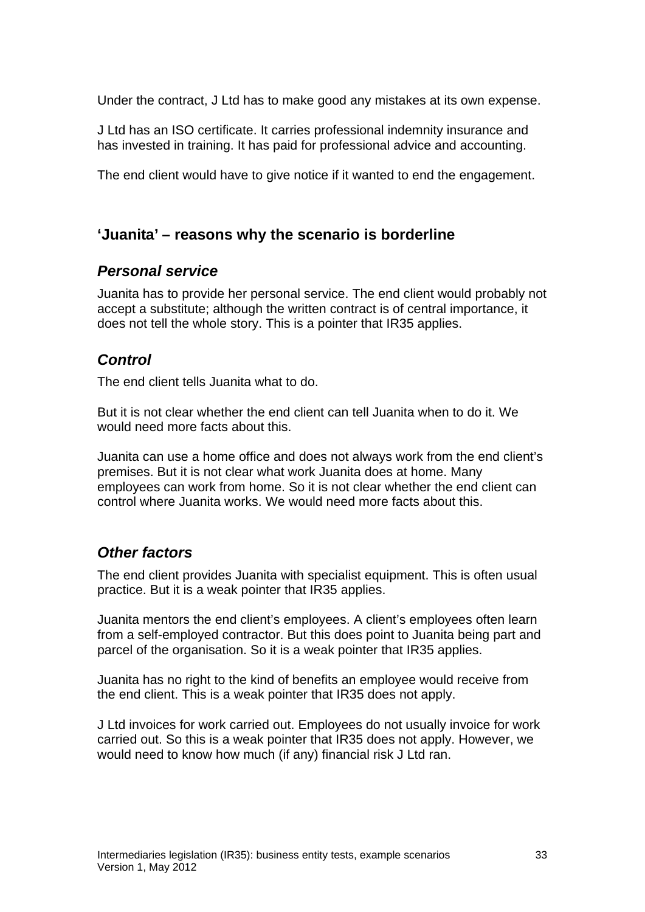Under the contract, J Ltd has to make good any mistakes at its own expense.

J Ltd has an ISO certificate. It carries professional indemnity insurance and has invested in training. It has paid for professional advice and accounting.

The end client would have to give notice if it wanted to end the engagement.

## 'Juanita' – reasons why the scenario is borderline

### *Personal service*

Juanita has to provide her personal service. The end client would probably not accept a substitute; although the written contract is of central importance, it does not tell the whole story. This is a pointer that IR35 applies.

### *Control*

The end client tells Juanita what to do.

But it is not clear whether the end client can tell Juanita when to do it. We would need more facts about this.

Juanita can use a home office and does not always work from the end client's premises. But it is not clear what work Juanita does at home. Many employees can work from home. So it is not clear whether the end client can control where Juanita works. We would need more facts about this.

### *Other factors*

The end client provides Juanita with specialist equipment. This is often usual practice. But it is a weak pointer that IR35 applies.

Juanita mentors the end client's employees. A client's employees often learn from a self-employed contractor. But this does point to Juanita being part and parcel of the organisation. So it is a weak pointer that IR35 applies.

Juanita has no right to the kind of benefits an employee would receive from the end client. This is a weak pointer that IR35 does not apply.

J Ltd invoices for work carried out. Employees do not usually invoice for work carried out. So this is a weak pointer that IR35 does not apply. However, we would need to know how much (if any) financial risk J Ltd ran.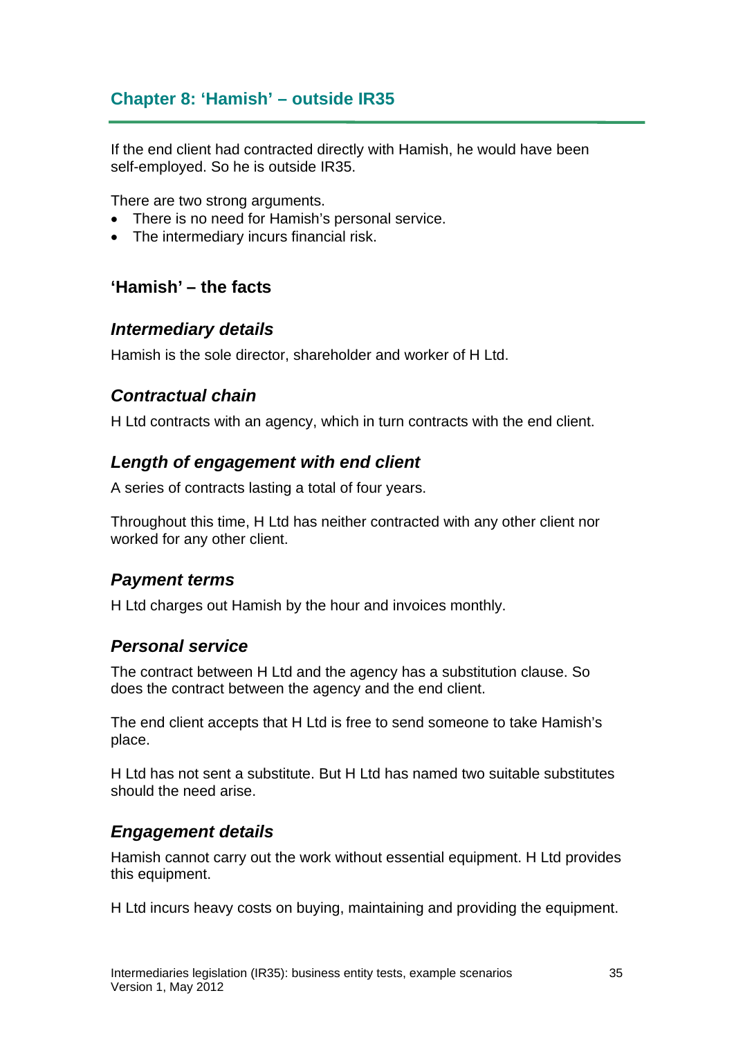## Chapter 8: 'Hamish' – outside IR35

If the end client had contracted directly with Hamish, he would have been self-employed. So he is outside IR35.

There are two strong arguments.

- There is no need for Hamish's personal service.
- The intermediary incurs financial risk.

### 'Hamish' – the facts

#### *Intermediary details*

Hamish is the sole director, shareholder and worker of H Ltd.

#### *Contractual chain*

H Ltd contracts with an agency, which in turn contracts with the end client.

#### *Length of engagement with end client*

A series of contracts lasting a total of four years.

Throughout this time, H Ltd has neither contracted with any other client nor worked for any other client.

#### *Payment terms*

H Ltd charges out Hamish by the hour and invoices monthly.

#### *Personal service*

The contract between H Ltd and the agency has a substitution clause. So does the contract between the agency and the end client.

The end client accepts that H Ltd is free to send someone to take Hamish's place.

H Ltd has not sent a substitute. But H Ltd has named two suitable substitutes should the need arise.

#### *Engagement details*

Hamish cannot carry out the work without essential equipment. H Ltd provides this equipment.

H Ltd incurs heavy costs on buying, maintaining and providing the equipment.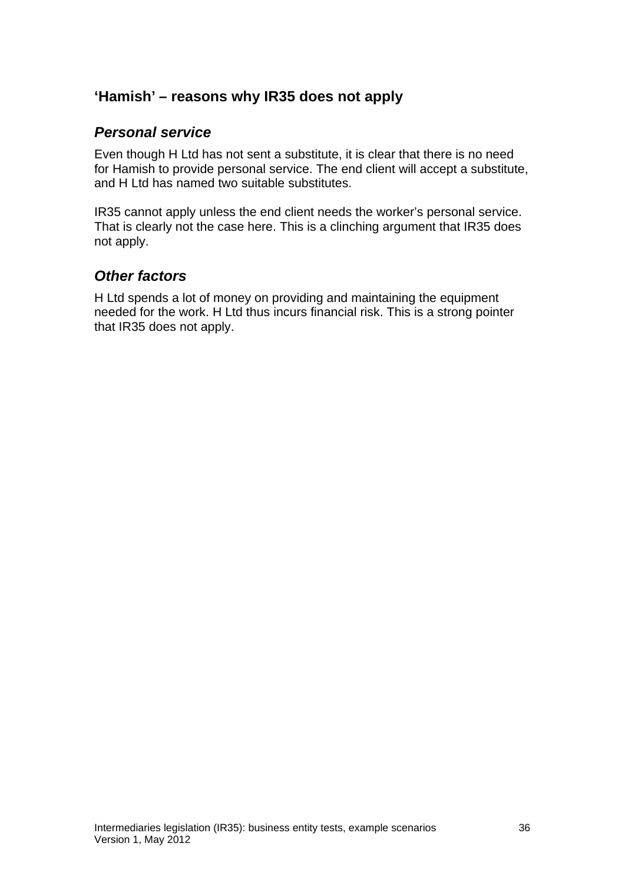## 'Hamish' – reasons why IR35 does not apply

### *Personal service*

Even though H Ltd has not sent a substitute, it is clear that there is no need for Hamish to provide personal service. The end client will accept a substitute, and H Ltd has named two suitable substitutes.

IR35 cannot apply unless the end client needs the worker's personal service. That is clearly not the case here. This is a clinching argument that IR35 does not apply.

### *Other factors*

H Ltd spends a lot of money on providing and maintaining the equipment needed for the work. H Ltd thus incurs financial risk. This is a strong pointer that IR35 does not apply.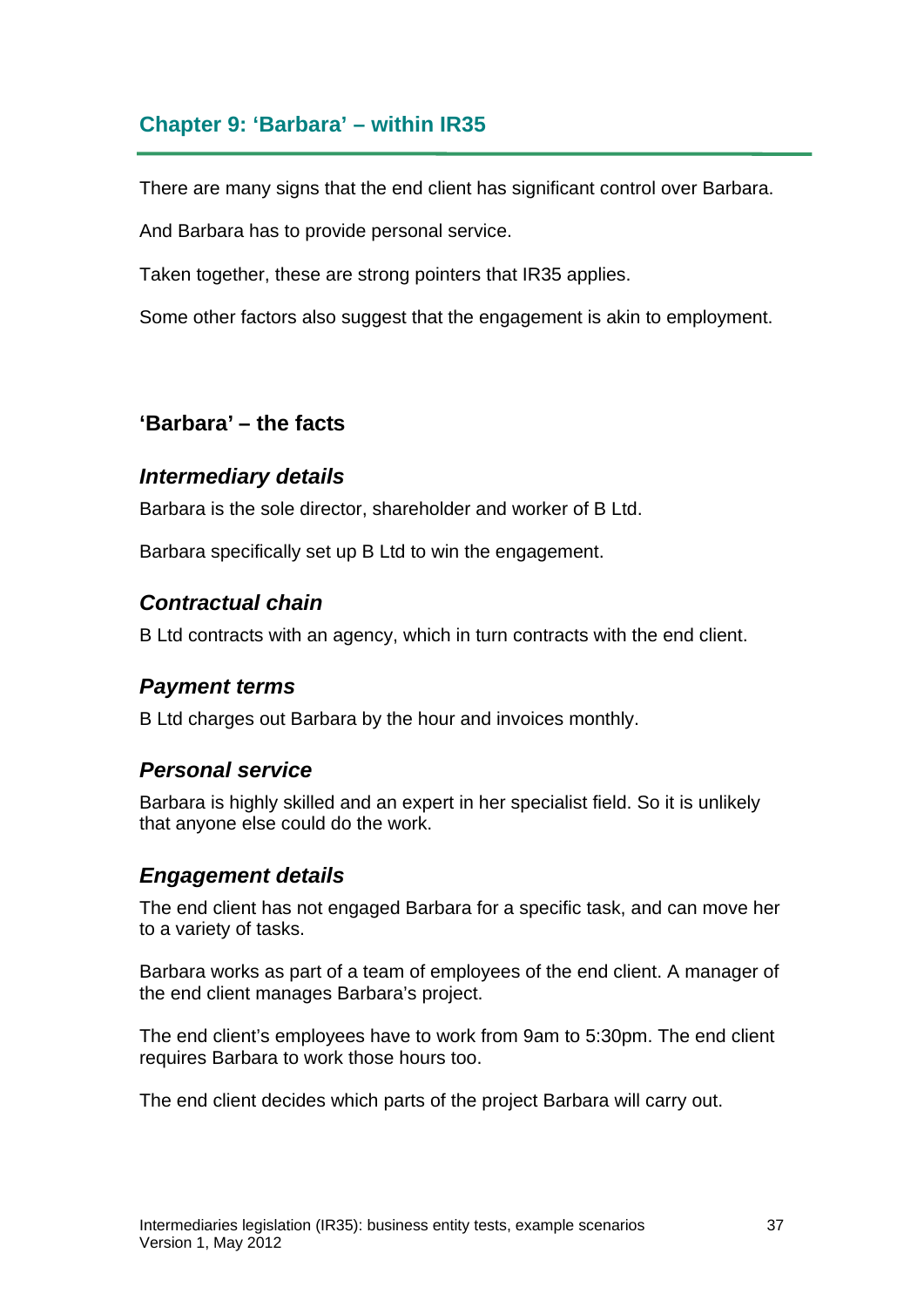## Chapter 9: 'Barbara' – within IR35

There are many signs that the end client has significant control over Barbara.

And Barbara has to provide personal service.

Taken together, these are strong pointers that IR35 applies.

Some other factors also suggest that the engagement is akin to employment.

### 'Barbara' – the facts

#### *Intermediary details*

Barbara is the sole director, shareholder and worker of B Ltd.

Barbara specifically set up B Ltd to win the engagement.

#### *Contractual chain*

B Ltd contracts with an agency, which in turn contracts with the end client.

#### *Payment terms*

B Ltd charges out Barbara by the hour and invoices monthly.

#### *Personal service*

Barbara is highly skilled and an expert in her specialist field. So it is unlikely that anyone else could do the work.

#### *Engagement details*

The end client has not engaged Barbara for a specific task, and can move her to a variety of tasks.

Barbara works as part of a team of employees of the end client. A manager of the end client manages Barbara's project.

The end client's employees have to work from 9am to 5:30pm. The end client requires Barbara to work those hours too.

The end client decides which parts of the project Barbara will carry out.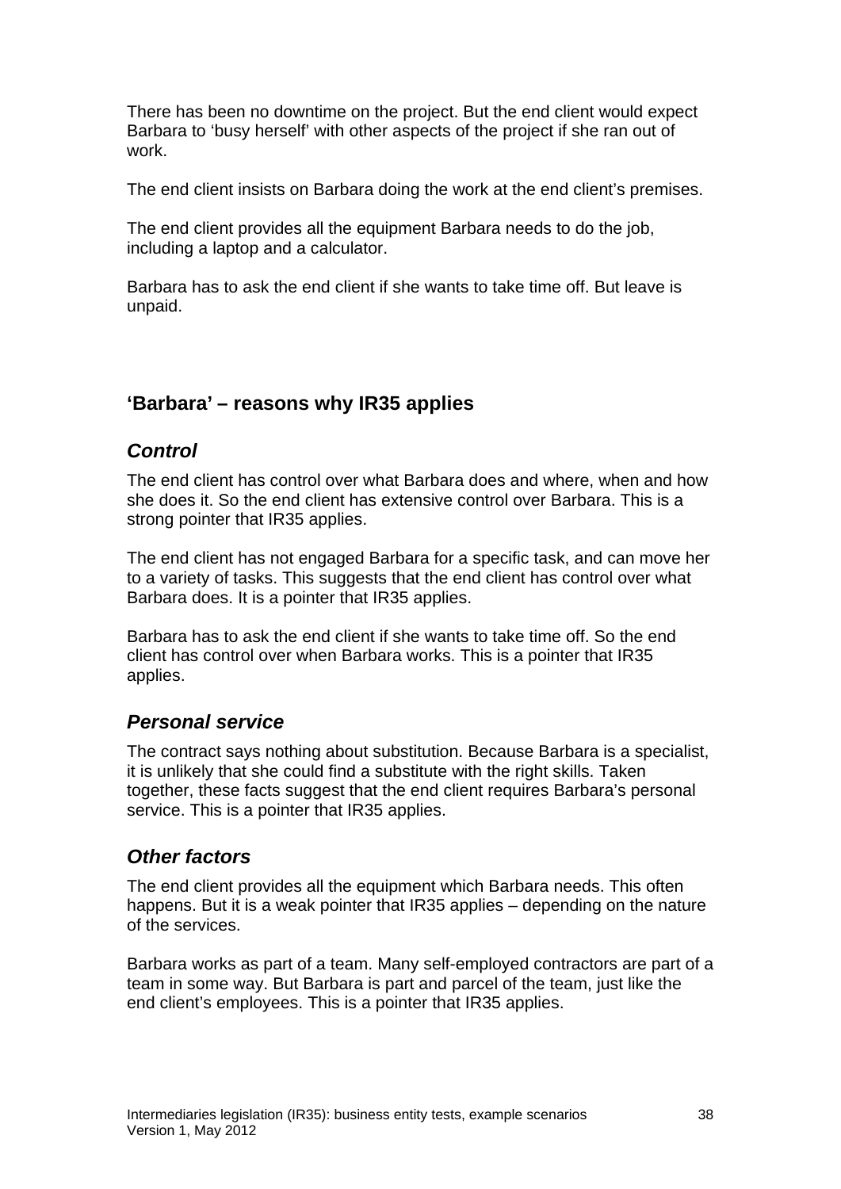There has been no downtime on the project. But the end client would expect Barbara to 'busy herself' with other aspects of the project if she ran out of work.

The end client insists on Barbara doing the work at the end client's premises.

The end client provides all the equipment Barbara needs to do the job, including a laptop and a calculator.

Barbara has to ask the end client if she wants to take time off. But leave is unpaid.

## 'Barbara' – reasons why IR35 applies

### *Control*

The end client has control over what Barbara does and where, when and how she does it. So the end client has extensive control over Barbara. This is a strong pointer that IR35 applies.

The end client has not engaged Barbara for a specific task, and can move her to a variety of tasks. This suggests that the end client has control over what Barbara does. It is a pointer that IR35 applies.

Barbara has to ask the end client if she wants to take time off. So the end client has control over when Barbara works. This is a pointer that IR35 applies.

### *Personal service*

The contract says nothing about substitution. Because Barbara is a specialist, it is unlikely that she could find a substitute with the right skills. Taken together, these facts suggest that the end client requires Barbara's personal service. This is a pointer that IR35 applies.

### *Other factors*

The end client provides all the equipment which Barbara needs. This often happens. But it is a weak pointer that IR35 applies – depending on the nature of the services.

Barbara works as part of a team. Many self-employed contractors are part of a team in some way. But Barbara is part and parcel of the team, just like the end client's employees. This is a pointer that IR35 applies.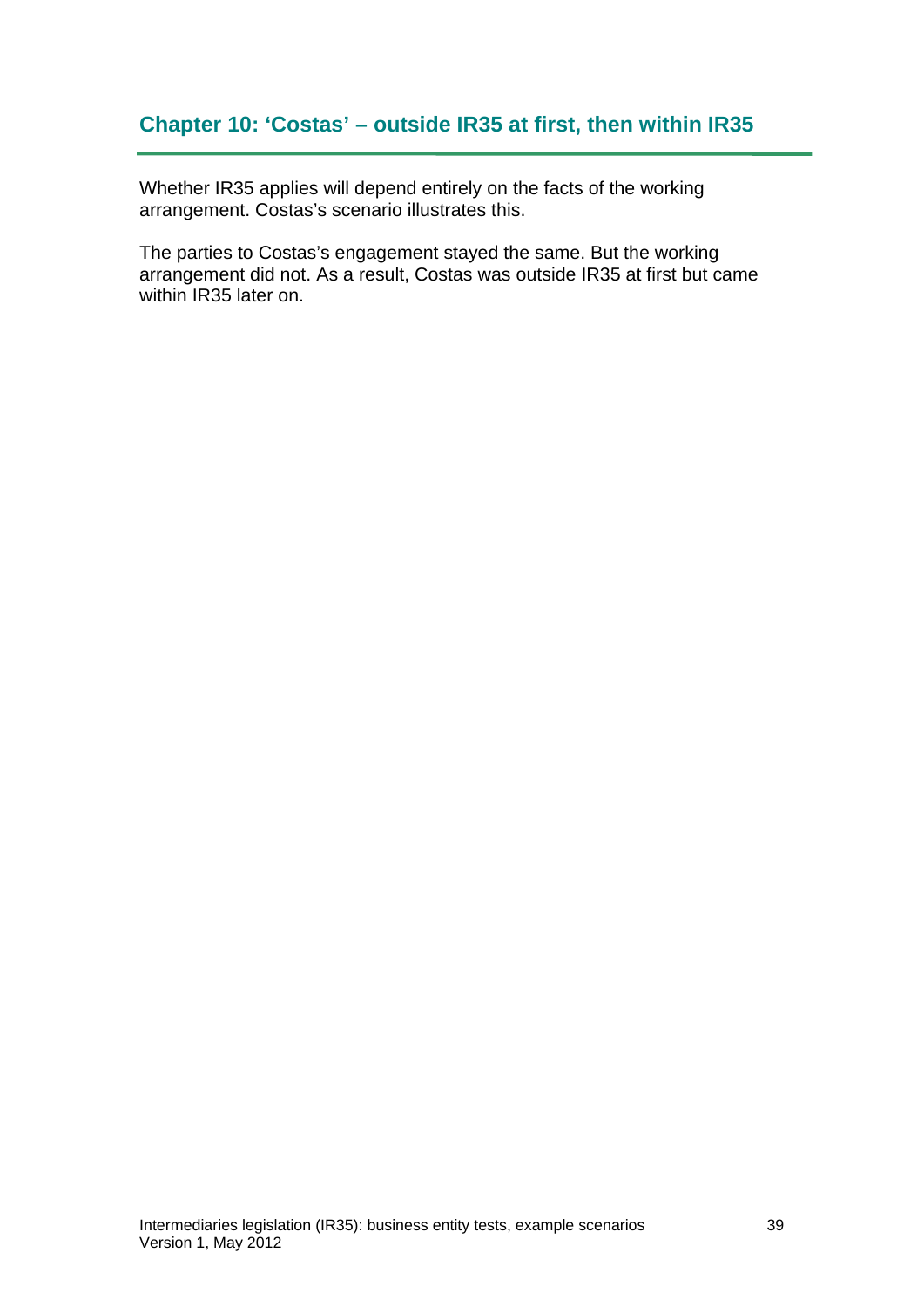## Chapter 10: 'Costas' – outside IR35 at first, then within IR35

Whether IR35 applies will depend entirely on the facts of the working arrangement. Costas's scenario illustrates this.

The parties to Costas's engagement stayed the same. But the working arrangement did not. As a result, Costas was outside IR35 at first but came within IR35 later on.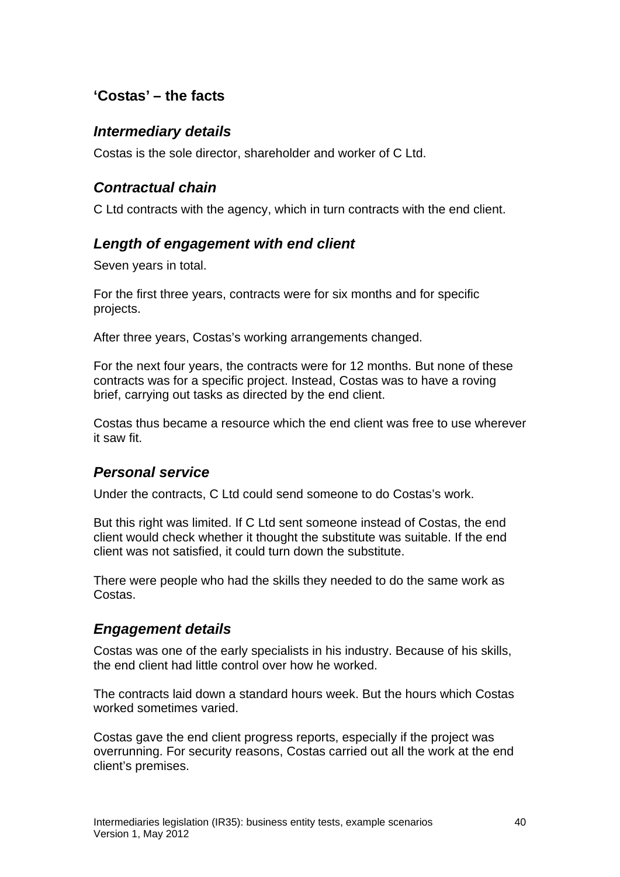## 'Costas' – the facts

### *Intermediary details*

Costas is the sole director, shareholder and worker of C Ltd.

### *Contractual chain*

C Ltd contracts with the agency, which in turn contracts with the end client.

### *Length of engagement with end client*

Seven years in total.

For the first three years, contracts were for six months and for specific projects.

After three years, Costas's working arrangements changed.

For the next four years, the contracts were for 12 months. But none of these contracts was for a specific project. Instead, Costas was to have a roving brief, carrying out tasks as directed by the end client.

Costas thus became a resource which the end client was free to use wherever it saw fit.

### *Personal service*

Under the contracts, C Ltd could send someone to do Costas's work.

But this right was limited. If C Ltd sent someone instead of Costas, the end client would check whether it thought the substitute was suitable. If the end client was not satisfied, it could turn down the substitute.

There were people who had the skills they needed to do the same work as Costas.

### *Engagement details*

Costas was one of the early specialists in his industry. Because of his skills, the end client had little control over how he worked.

The contracts laid down a standard hours week. But the hours which Costas worked sometimes varied.

Costas gave the end client progress reports, especially if the project was overrunning. For security reasons, Costas carried out all the work at the end client's premises.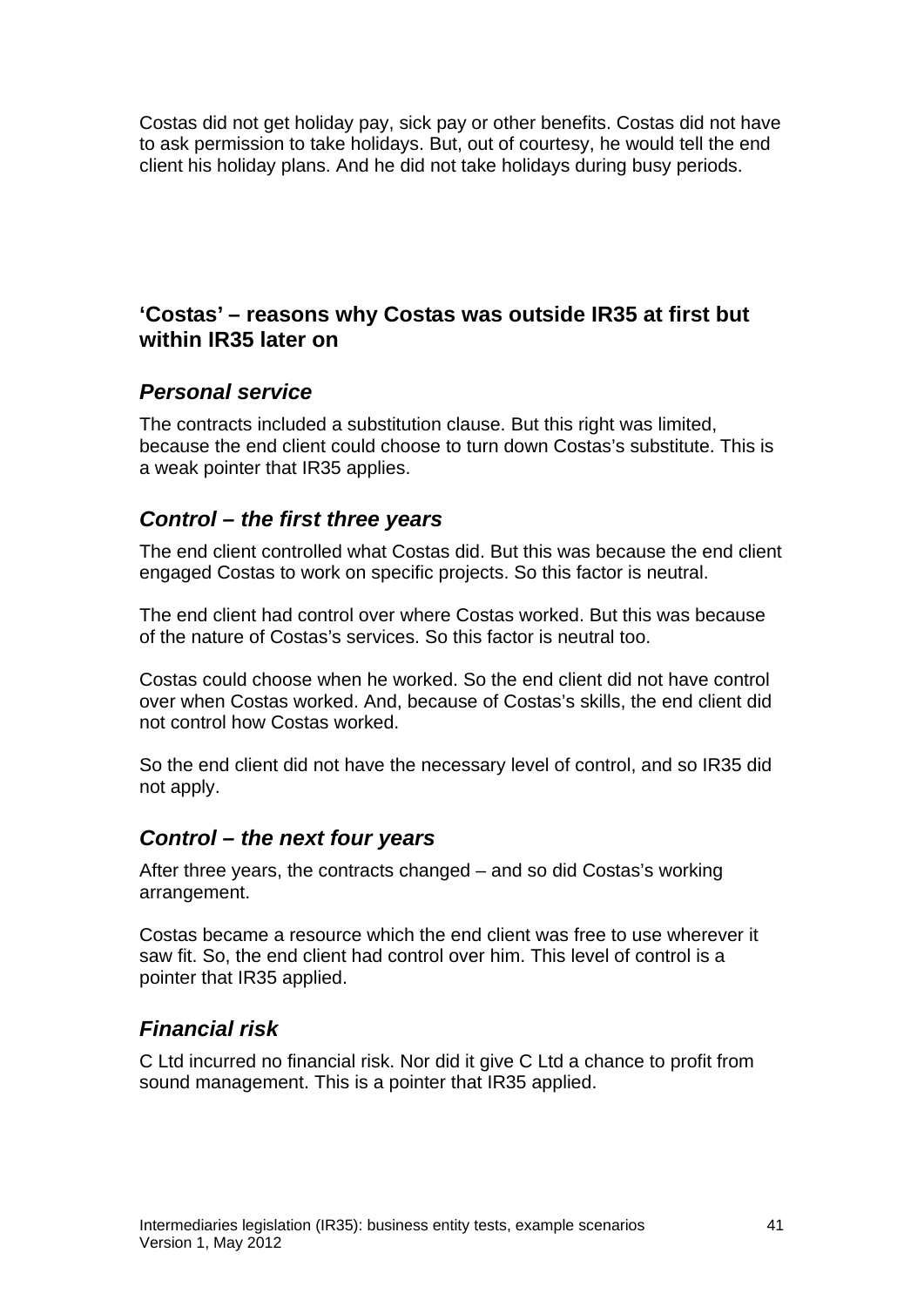Costas did not get holiday pay, sick pay or other benefits. Costas did not have to ask permission to take holidays. But, out of courtesy, he would tell the end client his holiday plans. And he did not take holidays during busy periods.

## 'Costas' – reasons why Costas was outside IR35 at first but within IR35 later on

### *Personal service*

The contracts included a substitution clause. But this right was limited, because the end client could choose to turn down Costas's substitute. This is a weak pointer that IR35 applies.

### *Control – the first three years*

The end client controlled what Costas did. But this was because the end client engaged Costas to work on specific projects. So this factor is neutral.

The end client had control over where Costas worked. But this was because of the nature of Costas's services. So this factor is neutral too.

Costas could choose when he worked. So the end client did not have control over when Costas worked. And, because of Costas's skills, the end client did not control how Costas worked.

So the end client did not have the necessary level of control, and so IR35 did not apply.

### *Control – the next four years*

After three years, the contracts changed – and so did Costas's working arrangement.

Costas became a resource which the end client was free to use wherever it saw fit. So, the end client had control over him. This level of control is a pointer that IR35 applied.

### *Financial risk*

C Ltd incurred no financial risk. Nor did it give C Ltd a chance to profit from sound management. This is a pointer that IR35 applied.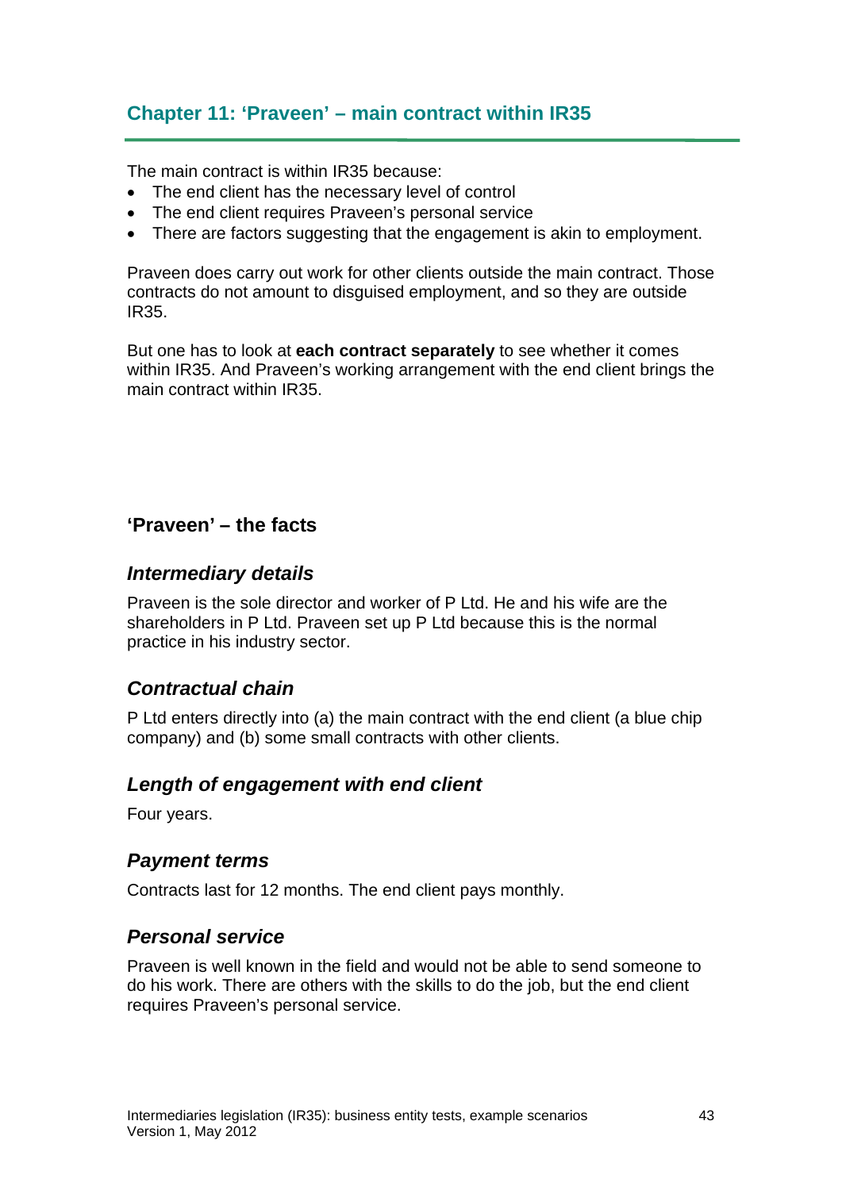## Chapter 11: 'Praveen' – main contract within IR35

The main contract is within IR35 because:

- The end client has the necessary level of control
- The end client requires Praveen's personal service
- There are factors suggesting that the engagement is akin to employment.

Praveen does carry out work for other clients outside the main contract. Those contracts do not amount to disguised employment, and so they are outside IR35.

But one has to look at **each contract separately** to see whether it comes within IR35. And Praveen's working arrangement with the end client brings the main contract within IR35.

### 'Praveen' – the facts

#### *Intermediary details*

Praveen is the sole director and worker of P Ltd. He and his wife are the shareholders in P Ltd. Praveen set up P Ltd because this is the normal practice in his industry sector.

#### *Contractual chain*

P Ltd enters directly into (a) the main contract with the end client (a blue chip company) and (b) some small contracts with other clients.

#### *Length of engagement with end client*

Four years.

#### *Payment terms*

Contracts last for 12 months. The end client pays monthly.

#### *Personal service*

Praveen is well known in the field and would not be able to send someone to do his work. There are others with the skills to do the job, but the end client requires Praveen's personal service.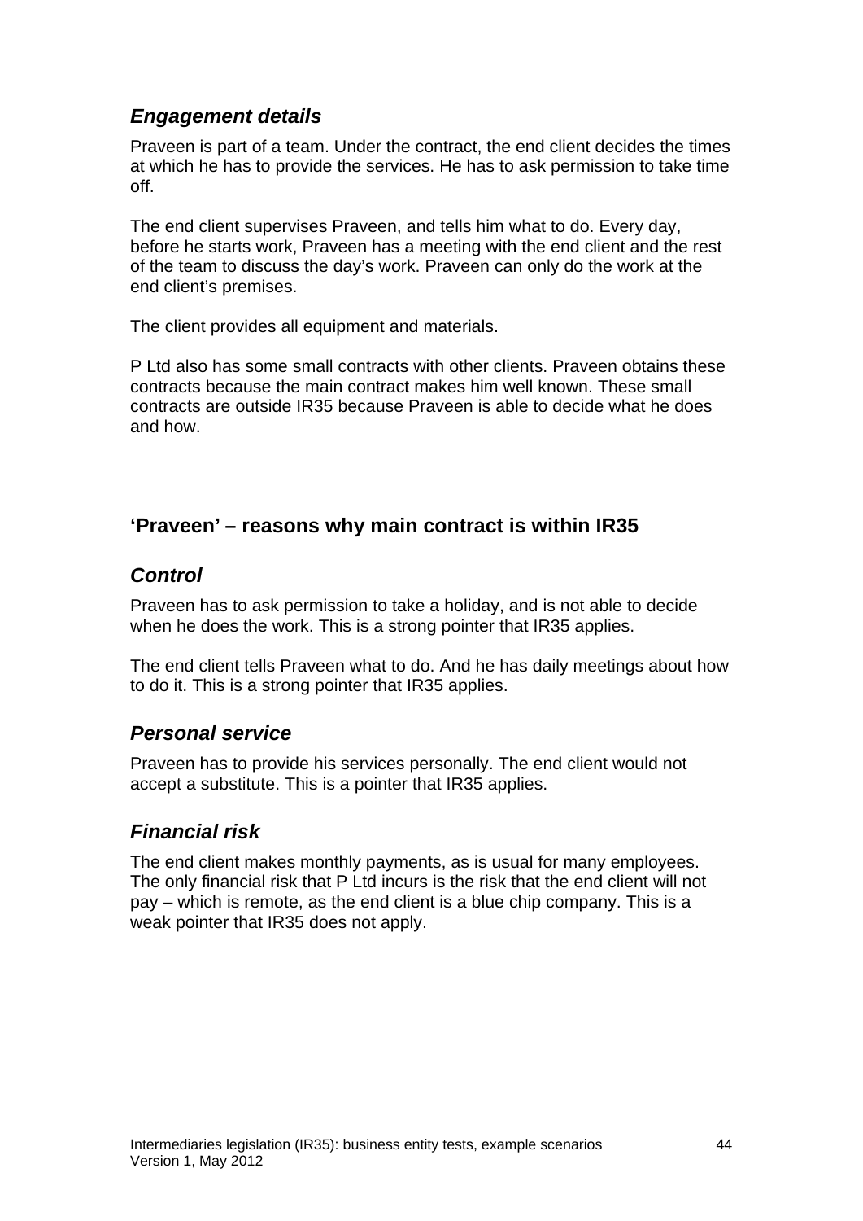### *Engagement details*

Praveen is part of a team. Under the contract, the end client decides the times at which he has to provide the services. He has to ask permission to take time off.

The end client supervises Praveen, and tells him what to do. Every day, before he starts work, Praveen has a meeting with the end client and the rest of the team to discuss the day's work. Praveen can only do the work at the end client's premises.

The client provides all equipment and materials.

P Ltd also has some small contracts with other clients. Praveen obtains these contracts because the main contract makes him well known. These small contracts are outside IR35 because Praveen is able to decide what he does and how.

## 'Praveen' – reasons why main contract is within IR35

### *Control*

Praveen has to ask permission to take a holiday, and is not able to decide when he does the work. This is a strong pointer that IR35 applies.

The end client tells Praveen what to do. And he has daily meetings about how to do it. This is a strong pointer that IR35 applies.

### *Personal service*

Praveen has to provide his services personally. The end client would not accept a substitute. This is a pointer that IR35 applies.

### *Financial risk*

The end client makes monthly payments, as is usual for many employees. The only financial risk that P Ltd incurs is the risk that the end client will not pay – which is remote, as the end client is a blue chip company. This is a weak pointer that IR35 does not apply.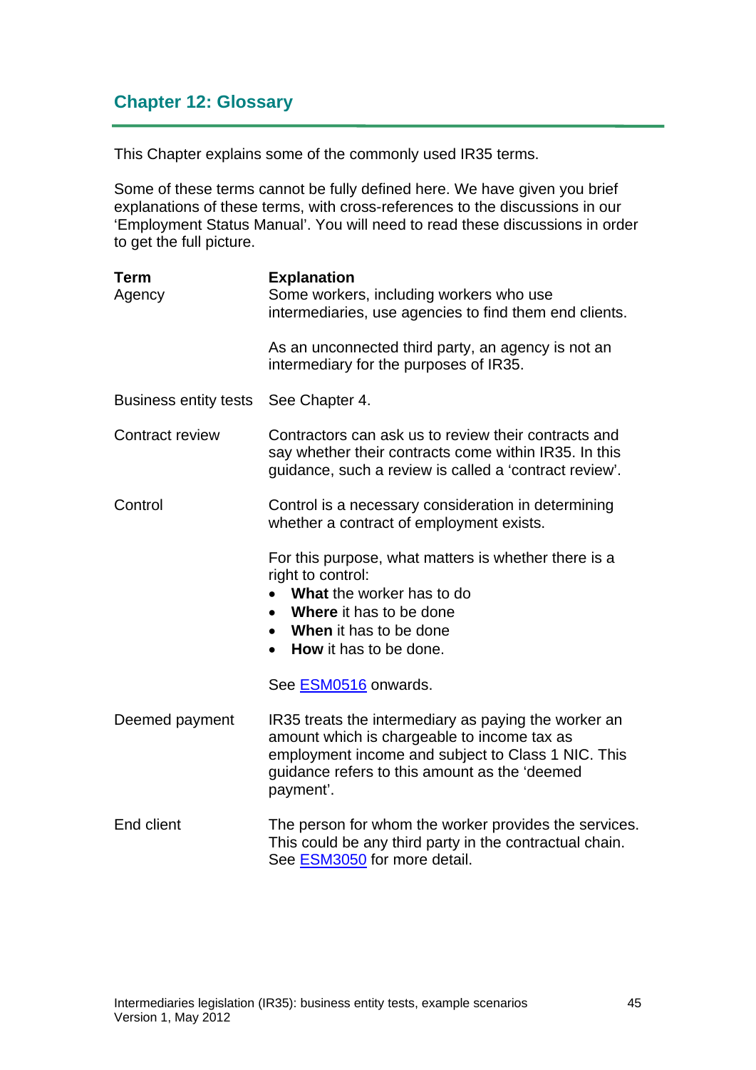## Chapter 12: Glossary

This Chapter explains some of the commonly used IR35 terms.

Some of these terms cannot be fully defined here. We have given you brief explanations of these terms, with cross-references to the discussions in our 'Employment Status Manual'. You will need to read these discussions in order to get the full picture.

| Term | Explanation |
|---|---|
| Agency | Some workers, including workers who use intermediaries, use agencies to find them end clients.<br><br>As an unconnected third party, an agency is not an intermediary for the purposes of IR35. |
| Business entity tests | See Chapter 4. |
| Contract review | Contractors can ask us to review their contracts and say whether their contracts come within IR35. In this guidance, such a review is called a 'contract review'. |
| Control | Control is a necessary consideration in determining whether a contract of employment exists.<br><br>For this purpose, what matters is whether there is a right to control:<br>• **What** the worker has to do<br>• **Where** it has to be done<br>• **When** it has to be done<br>• **How** it has to be done.<br><br>See ESM0516 onwards. |
| Deemed payment | IR35 treats the intermediary as paying the worker an amount which is chargeable to income tax as employment income and subject to Class 1 NIC. This guidance refers to this amount as the 'deemed payment'. |
| End client | The person for whom the worker provides the services. This could be any third party in the contractual chain. See ESM3050 for more detail. |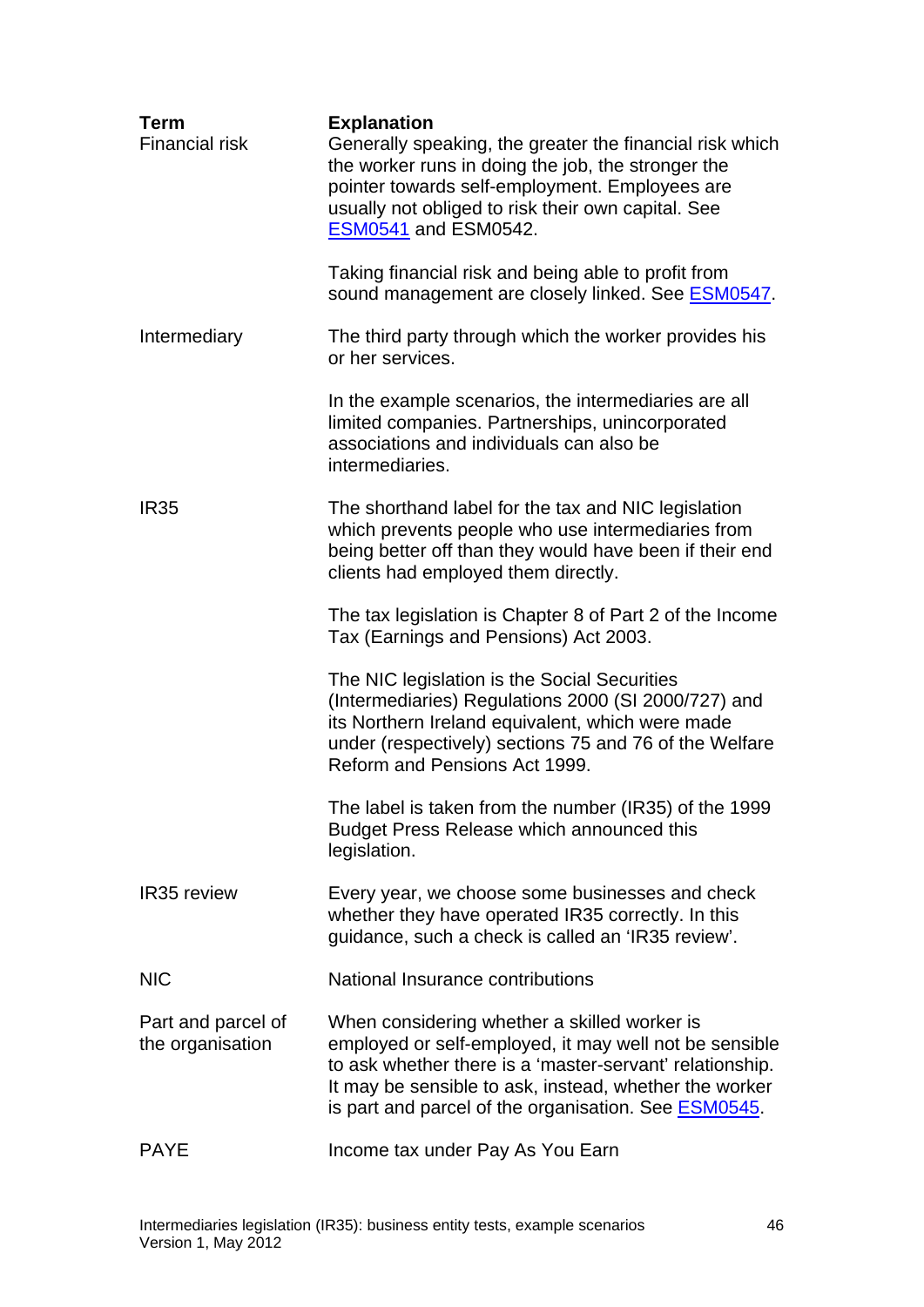| Term | Explanation |
| --- | --- |
| Financial risk | Generally speaking, the greater the financial risk which the worker runs in doing the job, the stronger the pointer towards self-employment. Employees are usually not obliged to risk their own capital. See ESM0541 and ESM0542.<br><br>Taking financial risk and being able to profit from sound management are closely linked. See ESM0547. |
| Intermediary | The third party through which the worker provides his or her services.<br><br>In the example scenarios, the intermediaries are all limited companies. Partnerships, unincorporated associations and individuals can also be intermediaries. |
| IR35 | The shorthand label for the tax and NIC legislation which prevents people who use intermediaries from being better off than they would have been if their end clients had employed them directly.<br><br>The tax legislation is Chapter 8 of Part 2 of the Income Tax (Earnings and Pensions) Act 2003.<br><br>The NIC legislation is the Social Securities (Intermediaries) Regulations 2000 (SI 2000/727) and its Northern Ireland equivalent, which were made under (respectively) sections 75 and 76 of the Welfare Reform and Pensions Act 1999.<br><br>The label is taken from the number (IR35) of the 1999 Budget Press Release which announced this legislation. |
| IR35 review | Every year, we choose some businesses and check whether they have operated IR35 correctly. In this guidance, such a check is called an 'IR35 review'. |
| NIC | National Insurance contributions |
| Part and parcel of the organisation | When considering whether a skilled worker is employed or self-employed, it may well not be sensible to ask whether there is a 'master-servant' relationship. It may be sensible to ask, instead, whether the worker is part and parcel of the organisation. See ESM0545. |
| PAYE | Income tax under Pay As You Earn |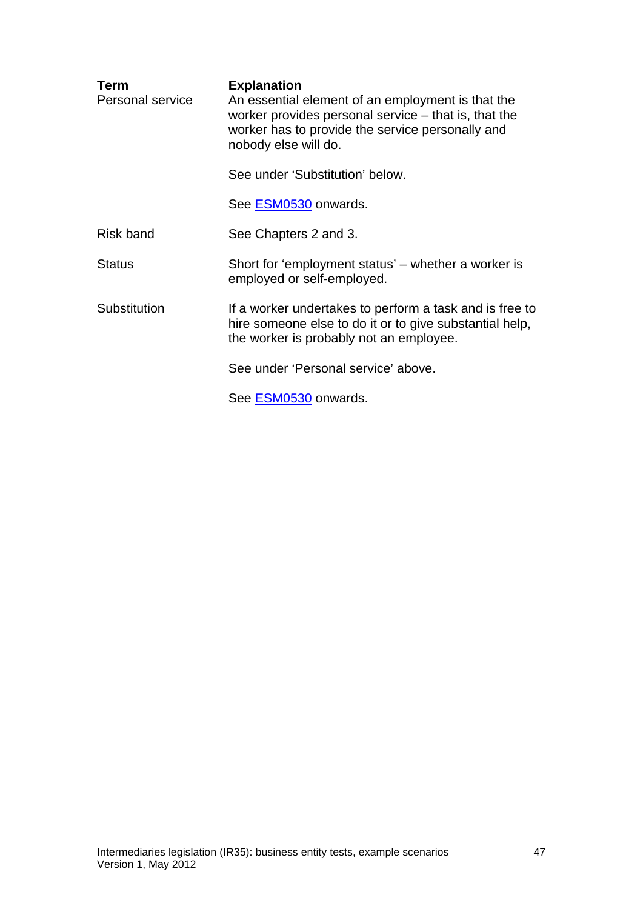| Term | Explanation |
|---|---|
| Personal service | An essential element of an employment is that the worker provides personal service – that is, that the worker has to provide the service personally and nobody else will do.<br><br>See under 'Substitution' below.<br><br>See ESM0530 onwards. |
| Risk band | See Chapters 2 and 3. |
| Status | Short for 'employment status' – whether a worker is employed or self-employed. |
| Substitution | If a worker undertakes to perform a task and is free to hire someone else to do it or to give substantial help, the worker is probably not an employee.<br><br>See under 'Personal service' above.<br><br>See ESM0530 onwards. |